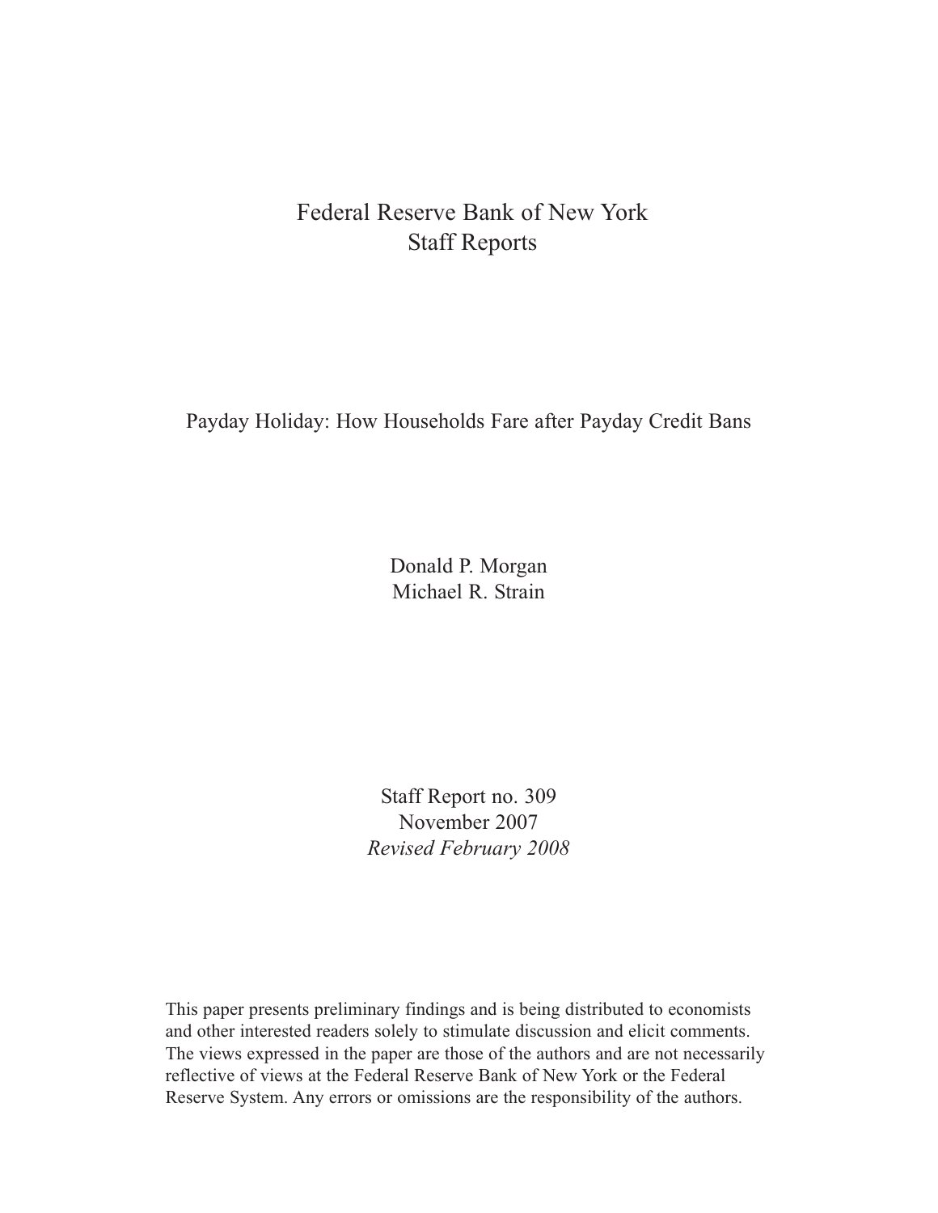Federal Reserve Bank of New York
Staff Reports

# Payday Holiday: How Households Fare after Payday Credit Bans

Donald P. Morgan
Michael R. Strain

Staff Report no. 309
November 2007
*Revised February 2008*

This paper presents preliminary findings and is being distributed to economists and other interested readers solely to stimulate discussion and elicit comments. The views expressed in the paper are those of the authors and are not necessarily reflective of views at the Federal Reserve Bank of New York or the Federal Reserve System. Any errors or omissions are the responsibility of the authors.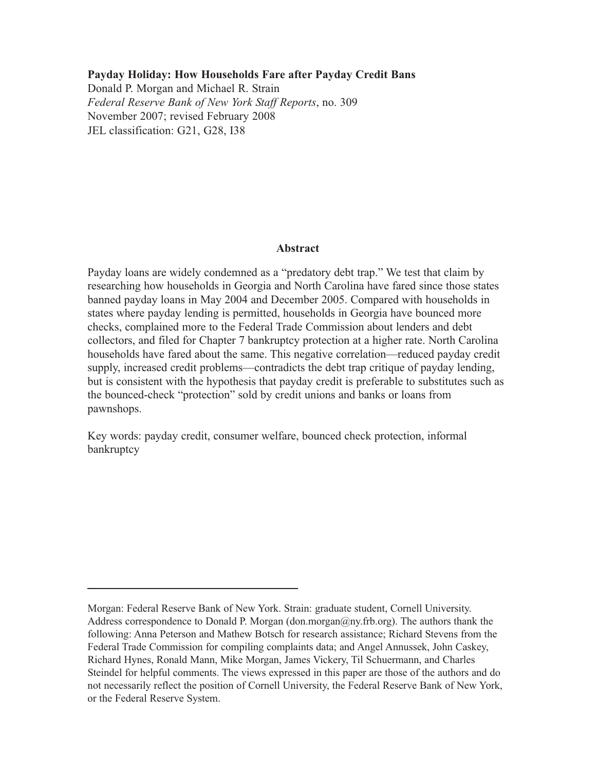**Payday Holiday: How Households Fare after Payday Credit Bans**
Donald P. Morgan and Michael R. Strain
*Federal Reserve Bank of New York Staff Reports*, no. 309
November 2007; revised February 2008
JEL classification: G21, G28, I38

## Abstract

Payday loans are widely condemned as a "predatory debt trap." We test that claim by researching how households in Georgia and North Carolina have fared since those states banned payday loans in May 2004 and December 2005. Compared with households in states where payday lending is permitted, households in Georgia have bounced more checks, complained more to the Federal Trade Commission about lenders and debt collectors, and filed for Chapter 7 bankruptcy protection at a higher rate. North Carolina households have fared about the same. This negative correlation—reduced payday credit supply, increased credit problems—contradicts the debt trap critique of payday lending, but is consistent with the hypothesis that payday credit is preferable to substitutes such as the bounced-check "protection" sold by credit unions and banks or loans from pawnshops.

Key words: payday credit, consumer welfare, bounced check protection, informal bankruptcy

---

Morgan: Federal Reserve Bank of New York. Strain: graduate student, Cornell University. Address correspondence to Donald P. Morgan (don.morgan@ny.frb.org). The authors thank the following: Anna Peterson and Mathew Botsch for research assistance; Richard Stevens from the Federal Trade Commission for compiling complaints data; and Angel Annussek, John Caskey, Richard Hynes, Ronald Mann, Mike Morgan, James Vickery, Til Schuermann, and Charles Steindel for helpful comments. The views expressed in this paper are those of the authors and do not necessarily reflect the position of Cornell University, the Federal Reserve Bank of New York, or the Federal Reserve System.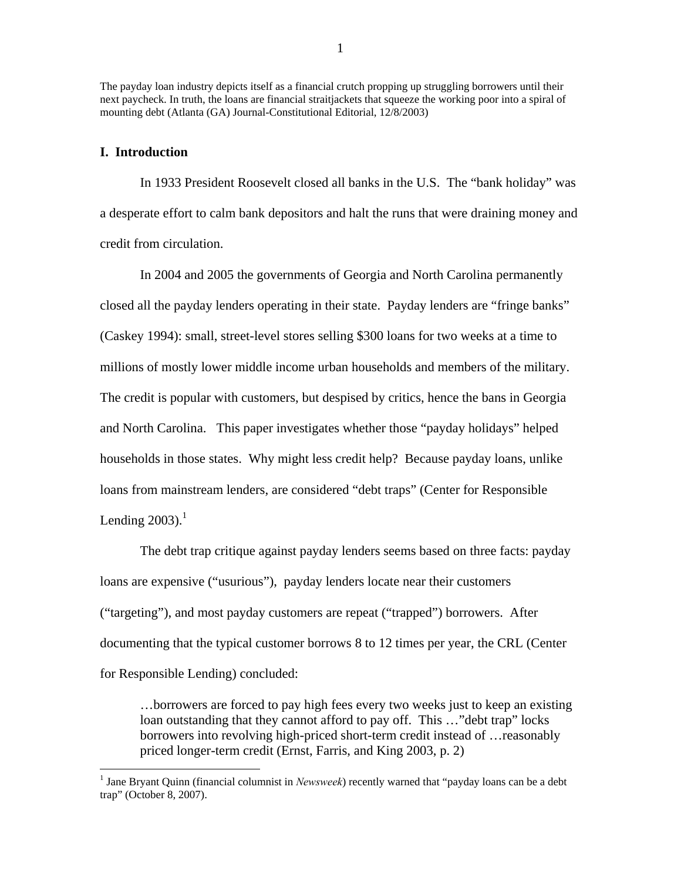The payday loan industry depicts itself as a financial crutch propping up struggling borrowers until their next paycheck. In truth, the loans are financial straitjackets that squeeze the working poor into a spiral of mounting debt (Atlanta (GA) Journal-Constitutional Editorial, 12/8/2003)

## I. Introduction

In 1933 President Roosevelt closed all banks in the U.S. The "bank holiday" was a desperate effort to calm bank depositors and halt the runs that were draining money and credit from circulation.

In 2004 and 2005 the governments of Georgia and North Carolina permanently closed all the payday lenders operating in their state. Payday lenders are "fringe banks" (Caskey 1994): small, street-level stores selling $300 loans for two weeks at a time to millions of mostly lower middle income urban households and members of the military. The credit is popular with customers, but despised by critics, hence the bans in Georgia and North Carolina. This paper investigates whether those "payday holidays" helped households in those states. Why might less credit help? Because payday loans, unlike loans from mainstream lenders, are considered "debt traps" (Center for Responsible Lending 2003).[1]

The debt trap critique against payday lenders seems based on three facts: payday loans are expensive ("usurious"), payday lenders locate near their customers ("targeting"), and most payday customers are repeat ("trapped") borrowers. After documenting that the typical customer borrows 8 to 12 times per year, the CRL (Center for Responsible Lending) concluded:

> …borrowers are forced to pay high fees every two weeks just to keep an existing loan outstanding that they cannot afford to pay off. This …"debt trap" locks borrowers into revolving high-priced short-term credit instead of …reasonably priced longer-term credit (Ernst, Farris, and King 2003, p. 2)

[1] Jane Bryant Quinn (financial columnist in *Newsweek*) recently warned that "payday loans can be a debt trap" (October 8, 2007).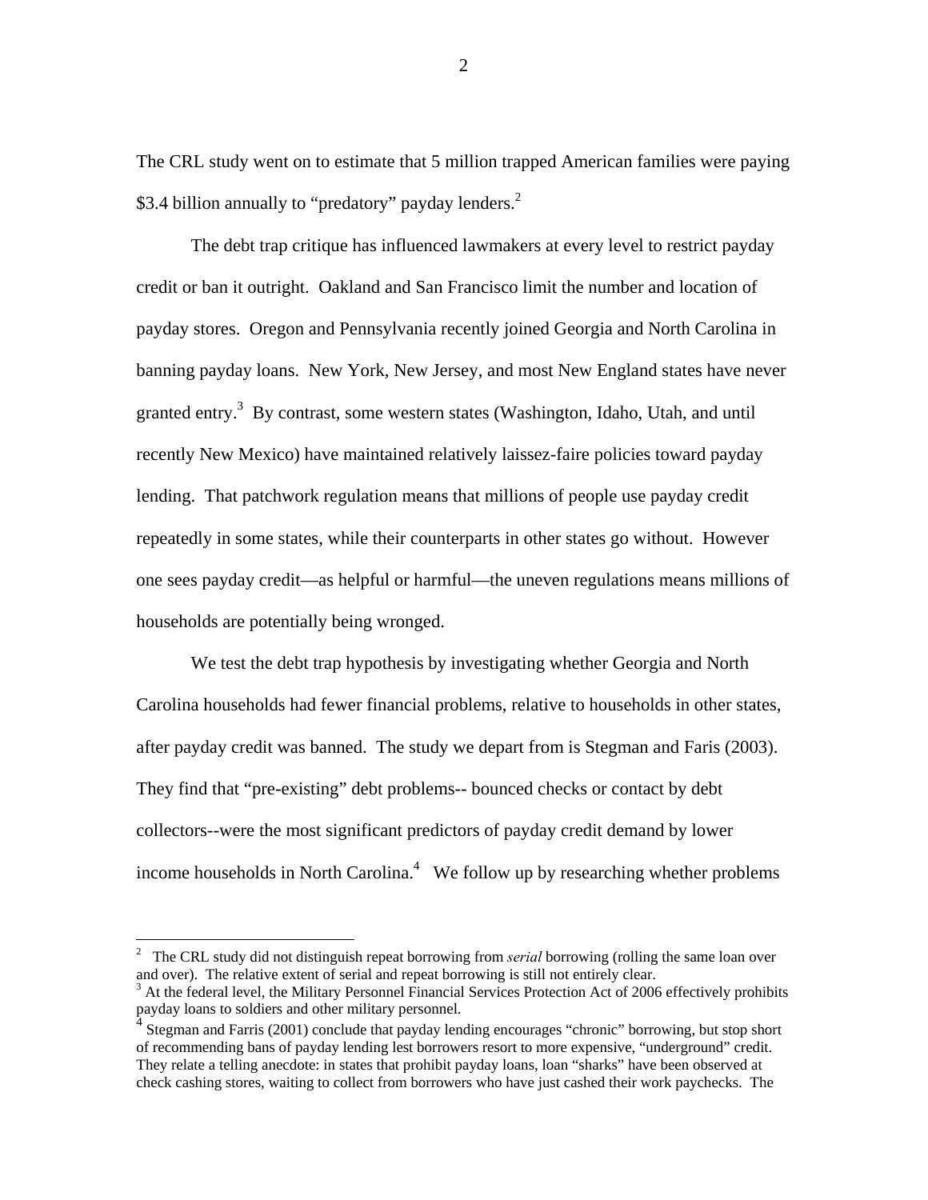The CRL study went on to estimate that 5 million trapped American families were paying \$3.4 billion annually to "predatory" payday lenders.[2]

The debt trap critique has influenced lawmakers at every level to restrict payday credit or ban it outright. Oakland and San Francisco limit the number and location of payday stores. Oregon and Pennsylvania recently joined Georgia and North Carolina in banning payday loans. New York, New Jersey, and most New England states have never granted entry.[3] By contrast, some western states (Washington, Idaho, Utah, and until recently New Mexico) have maintained relatively laissez-faire policies toward payday lending. That patchwork regulation means that millions of people use payday credit repeatedly in some states, while their counterparts in other states go without. However one sees payday credit—as helpful or harmful—the uneven regulations means millions of households are potentially being wronged.

We test the debt trap hypothesis by investigating whether Georgia and North Carolina households had fewer financial problems, relative to households in other states, after payday credit was banned. The study we depart from is Stegman and Faris (2003). They find that "pre-existing" debt problems-- bounced checks or contact by debt collectors--were the most significant predictors of payday credit demand by lower income households in North Carolina.[4] We follow up by researching whether problems

---

[2] The CRL study did not distinguish repeat borrowing from *serial* borrowing (rolling the same loan over and over). The relative extent of serial and repeat borrowing is still not entirely clear.

[3] At the federal level, the Military Personnel Financial Services Protection Act of 2006 effectively prohibits payday loans to soldiers and other military personnel.

[4] Stegman and Farris (2001) conclude that payday lending encourages "chronic" borrowing, but stop short of recommending bans of payday lending lest borrowers resort to more expensive, "underground" credit. They relate a telling anecdote: in states that prohibit payday loans, loan "sharks" have been observed at check cashing stores, waiting to collect from borrowers who have just cashed their work paychecks. The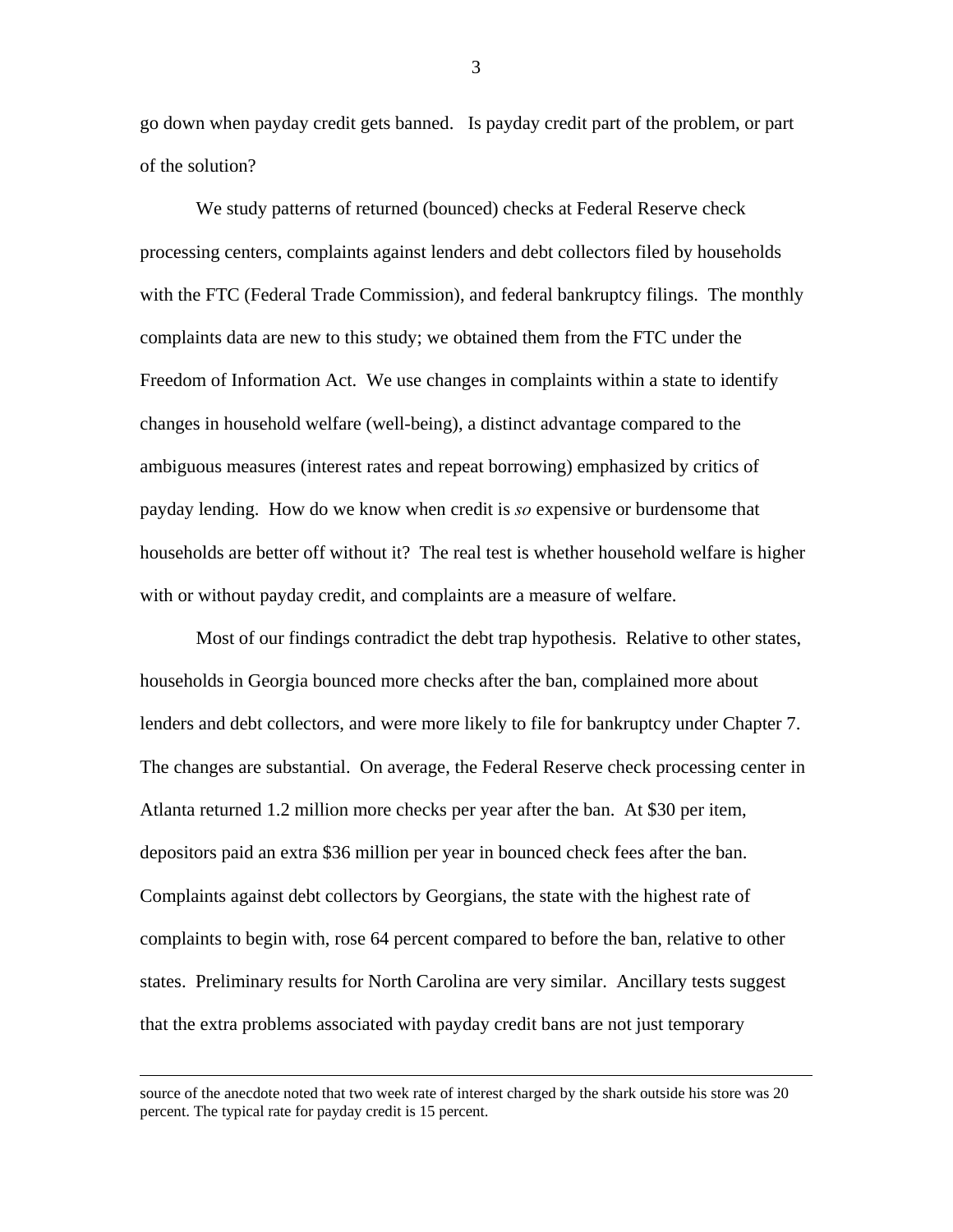go down when payday credit gets banned.  Is payday credit part of the problem, or part of the solution?

We study patterns of returned (bounced) checks at Federal Reserve check processing centers, complaints against lenders and debt collectors filed by households with the FTC (Federal Trade Commission), and federal bankruptcy filings.  The monthly complaints data are new to this study; we obtained them from the FTC under the Freedom of Information Act.  We use changes in complaints within a state to identify changes in household welfare (well-being), a distinct advantage compared to the ambiguous measures (interest rates and repeat borrowing) emphasized by critics of payday lending.  How do we know when credit is *so* expensive or burdensome that households are better off without it?  The real test is whether household welfare is higher with or without payday credit, and complaints are a measure of welfare.

Most of our findings contradict the debt trap hypothesis.  Relative to other states, households in Georgia bounced more checks after the ban, complained more about lenders and debt collectors, and were more likely to file for bankruptcy under Chapter 7. The changes are substantial.  On average, the Federal Reserve check processing center in Atlanta returned 1.2 million more checks per year after the ban.  At $30 per item, depositors paid an extra $36 million per year in bounced check fees after the ban. Complaints against debt collectors by Georgians, the state with the highest rate of complaints to begin with, rose 64 percent compared to before the ban, relative to other states.  Preliminary results for North Carolina are very similar.  Ancillary tests suggest that the extra problems associated with payday credit bans are not just temporary

---

source of the anecdote noted that two week rate of interest charged by the shark outside his store was 20 percent. The typical rate for payday credit is 15 percent.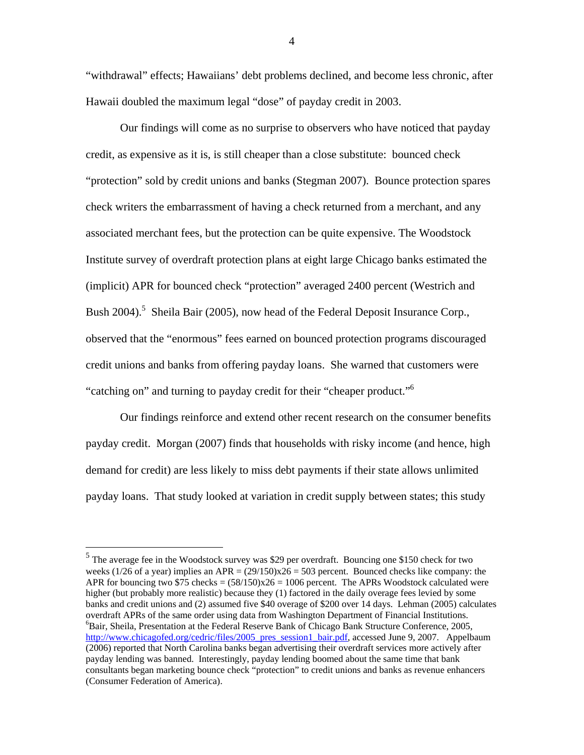"withdrawal" effects; Hawaiians' debt problems declined, and become less chronic, after Hawaii doubled the maximum legal "dose" of payday credit in 2003.

Our findings will come as no surprise to observers who have noticed that payday credit, as expensive as it is, is still cheaper than a close substitute: bounced check "protection" sold by credit unions and banks (Stegman 2007). Bounce protection spares check writers the embarrassment of having a check returned from a merchant, and any associated merchant fees, but the protection can be quite expensive. The Woodstock Institute survey of overdraft protection plans at eight large Chicago banks estimated the (implicit) APR for bounced check "protection" averaged 2400 percent (Westrich and Bush 2004).[5] Sheila Bair (2005), now head of the Federal Deposit Insurance Corp., observed that the "enormous" fees earned on bounced protection programs discouraged credit unions and banks from offering payday loans. She warned that customers were "catching on" and turning to payday credit for their "cheaper product."[6]

Our findings reinforce and extend other recent research on the consumer benefits payday credit. Morgan (2007) finds that households with risky income (and hence, high demand for credit) are less likely to miss debt payments if their state allows unlimited payday loans. That study looked at variation in credit supply between states; this study

---

[5] The average fee in the Woodstock survey was $29 per overdraft. Bouncing one $150 check for two weeks (1/26 of a year) implies an APR = $(29/150)\text{x}26 = 503$ percent. Bounced checks like company: the APR for bouncing two $75 checks = $(58/150)\text{x}26 = 1006$ percent. The APRs Woodstock calculated were higher (but probably more realistic) because they (1) factored in the daily overage fees levied by some banks and credit unions and (2) assumed five $40 overage of $200 over 14 days. Lehman (2005) calculates overdraft APRs of the same order using data from Washington Department of Financial Institutions.

[6] Bair, Sheila, Presentation at the Federal Reserve Bank of Chicago Bank Structure Conference, 2005, http://www.chicagofed.org/cedric/files/2005_pres_session1_bair.pdf, accessed June 9, 2007. Appelbaum (2006) reported that North Carolina banks began advertising their overdraft services more actively after payday lending was banned. Interestingly, payday lending boomed about the same time that bank consultants began marketing bounce check "protection" to credit unions and banks as revenue enhancers (Consumer Federation of America).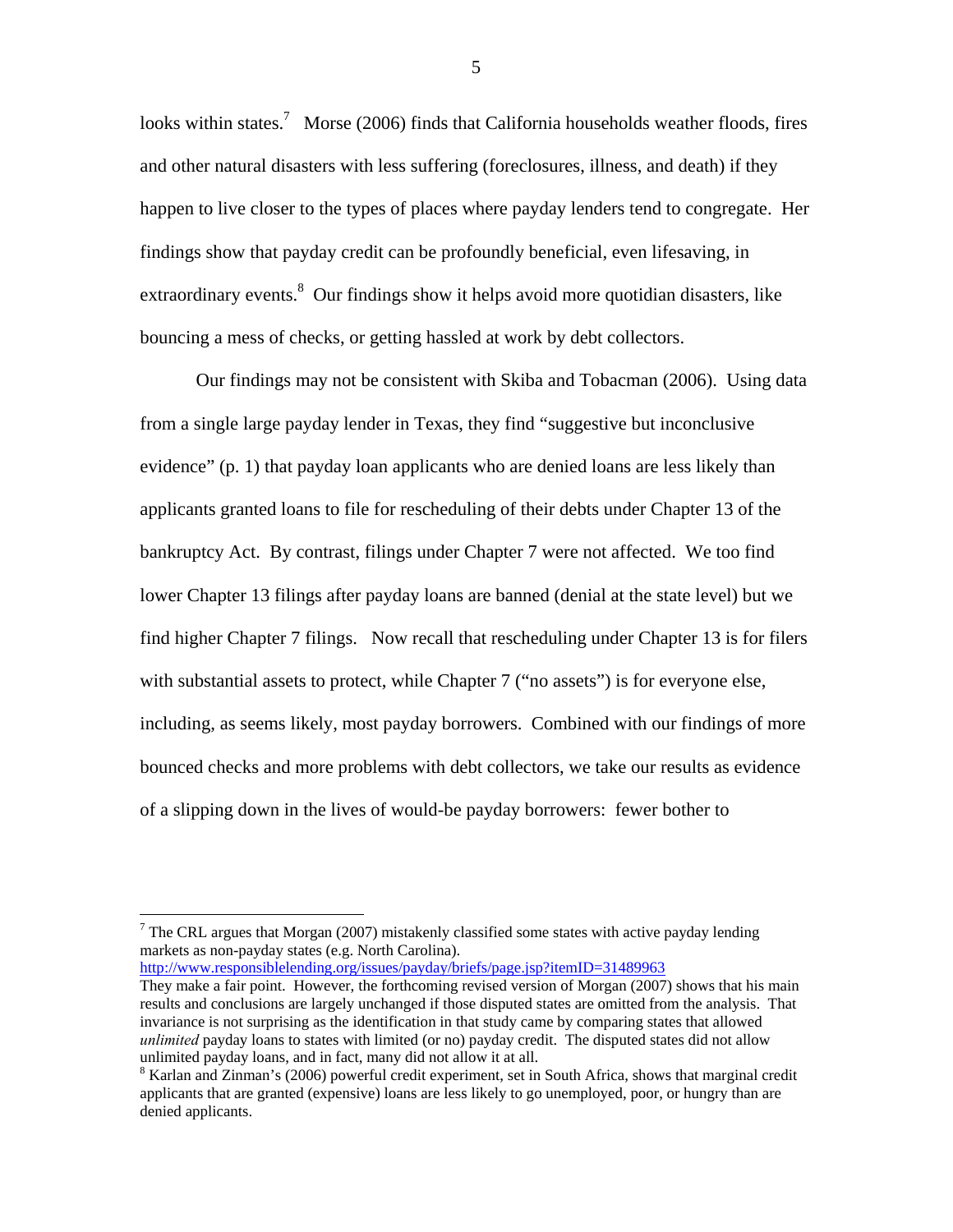looks within states.[7] Morse (2006) finds that California households weather floods, fires and other natural disasters with less suffering (foreclosures, illness, and death) if they happen to live closer to the types of places where payday lenders tend to congregate. Her findings show that payday credit can be profoundly beneficial, even lifesaving, in extraordinary events.[8] Our findings show it helps avoid more quotidian disasters, like bouncing a mess of checks, or getting hassled at work by debt collectors.

Our findings may not be consistent with Skiba and Tobacman (2006). Using data from a single large payday lender in Texas, they find "suggestive but inconclusive evidence" (p. 1) that payday loan applicants who are denied loans are less likely than applicants granted loans to file for rescheduling of their debts under Chapter 13 of the bankruptcy Act. By contrast, filings under Chapter 7 were not affected. We too find lower Chapter 13 filings after payday loans are banned (denial at the state level) but we find higher Chapter 7 filings. Now recall that rescheduling under Chapter 13 is for filers with substantial assets to protect, while Chapter 7 ("no assets") is for everyone else, including, as seems likely, most payday borrowers. Combined with our findings of more bounced checks and more problems with debt collectors, we take our results as evidence of a slipping down in the lives of would-be payday borrowers: fewer bother to

---

[7] The CRL argues that Morgan (2007) mistakenly classified some states with active payday lending markets as non-payday states (e.g. North Carolina).
http://www.responsiblelending.org/issues/payday/briefs/page.jsp?itemID=31489963
They make a fair point. However, the forthcoming revised version of Morgan (2007) shows that his main results and conclusions are largely unchanged if those disputed states are omitted from the analysis. That invariance is not surprising as the identification in that study came by comparing states that allowed *unlimited* payday loans to states with limited (or no) payday credit. The disputed states did not allow unlimited payday loans, and in fact, many did not allow it at all.

[8] Karlan and Zinman's (2006) powerful credit experiment, set in South Africa, shows that marginal credit applicants that are granted (expensive) loans are less likely to go unemployed, poor, or hungry than are denied applicants.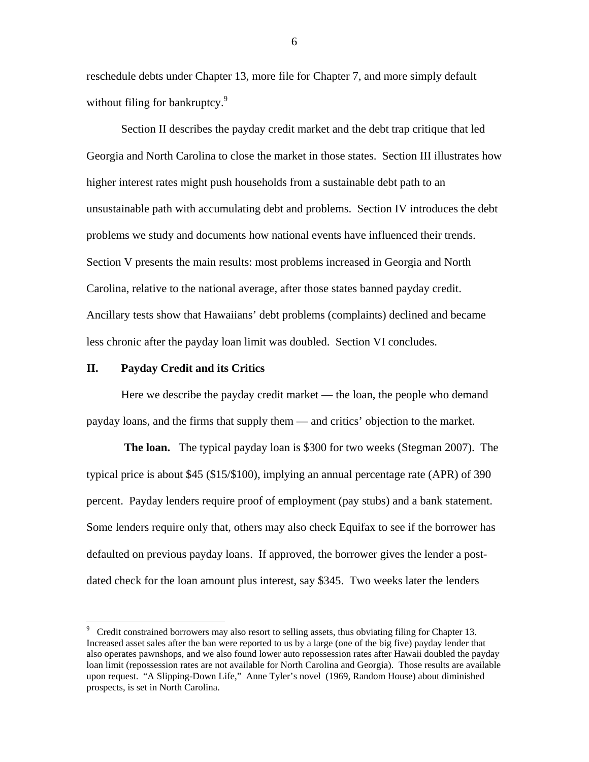reschedule debts under Chapter 13, more file for Chapter 7, and more simply default without filing for bankruptcy.[9]

Section II describes the payday credit market and the debt trap critique that led Georgia and North Carolina to close the market in those states. Section III illustrates how higher interest rates might push households from a sustainable debt path to an unsustainable path with accumulating debt and problems. Section IV introduces the debt problems we study and documents how national events have influenced their trends. Section V presents the main results: most problems increased in Georgia and North Carolina, relative to the national average, after those states banned payday credit. Ancillary tests show that Hawaiians' debt problems (complaints) declined and became less chronic after the payday loan limit was doubled. Section VI concludes.

## II. Payday Credit and its Critics

Here we describe the payday credit market — the loan, the people who demand payday loans, and the firms that supply them — and critics' objection to the market.

**The loan.** The typical payday loan is \$300 for two weeks (Stegman 2007). The typical price is about \$45 (\$15/\$100), implying an annual percentage rate (APR) of 390 percent. Payday lenders require proof of employment (pay stubs) and a bank statement. Some lenders require only that, others may also check Equifax to see if the borrower has defaulted on previous payday loans. If approved, the borrower gives the lender a post-dated check for the loan amount plus interest, say \$345. Two weeks later the lenders

[9] Credit constrained borrowers may also resort to selling assets, thus obviating filing for Chapter 13. Increased asset sales after the ban were reported to us by a large (one of the big five) payday lender that also operates pawnshops, and we also found lower auto repossession rates after Hawaii doubled the payday loan limit (repossession rates are not available for North Carolina and Georgia). Those results are available upon request. "A Slipping-Down Life," Anne Tyler's novel (1969, Random House) about diminished prospects, is set in North Carolina.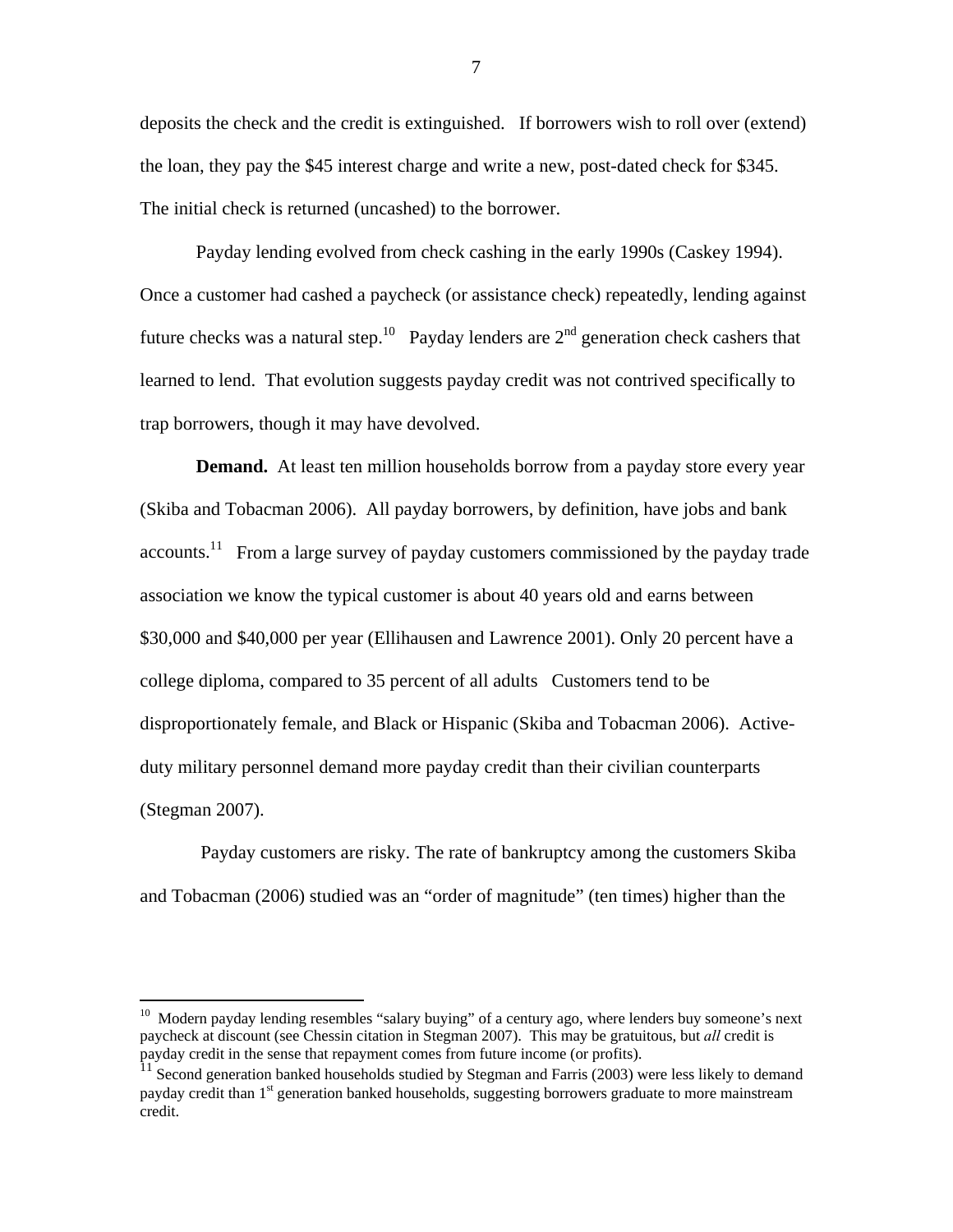deposits the check and the credit is extinguished. If borrowers wish to roll over (extend) the loan, they pay the $45 interest charge and write a new, post-dated check for $345. The initial check is returned (uncashed) to the borrower.

Payday lending evolved from check cashing in the early 1990s (Caskey 1994). Once a customer had cashed a paycheck (or assistance check) repeatedly, lending against future checks was a natural step.[10] Payday lenders are 2nd generation check cashers that learned to lend. That evolution suggests payday credit was not contrived specifically to trap borrowers, though it may have devolved.

**Demand.** At least ten million households borrow from a payday store every year (Skiba and Tobacman 2006). All payday borrowers, by definition, have jobs and bank accounts.[11] From a large survey of payday customers commissioned by the payday trade association we know the typical customer is about 40 years old and earns between $30,000 and $40,000 per year (Ellihausen and Lawrence 2001). Only 20 percent have a college diploma, compared to 35 percent of all adults Customers tend to be disproportionately female, and Black or Hispanic (Skiba and Tobacman 2006). Active-duty military personnel demand more payday credit than their civilian counterparts (Stegman 2007).

Payday customers are risky. The rate of bankruptcy among the customers Skiba and Tobacman (2006) studied was an "order of magnitude" (ten times) higher than the

---

[10] Modern payday lending resembles "salary buying" of a century ago, where lenders buy someone's next paycheck at discount (see Chessin citation in Stegman 2007). This may be gratuitous, but *all* credit is payday credit in the sense that repayment comes from future income (or profits).

[11] Second generation banked households studied by Stegman and Farris (2003) were less likely to demand payday credit than 1st generation banked households, suggesting borrowers graduate to more mainstream credit.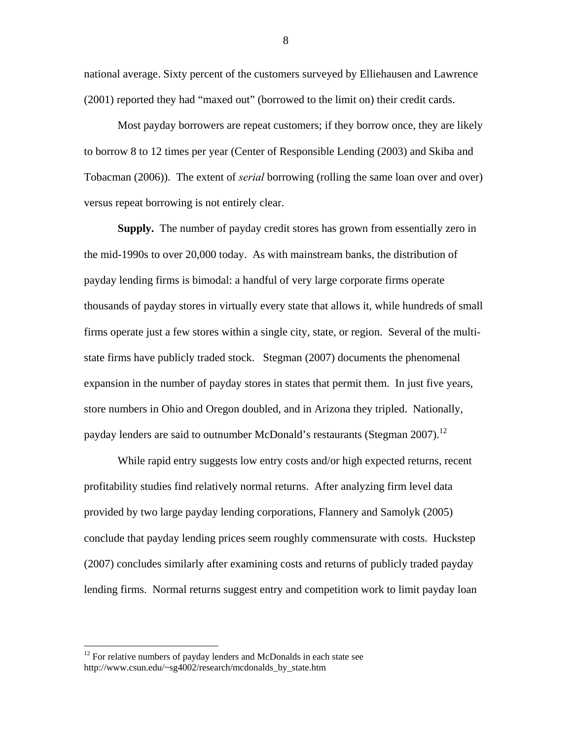national average. Sixty percent of the customers surveyed by Elliehausen and Lawrence (2001) reported they had "maxed out" (borrowed to the limit on) their credit cards.

Most payday borrowers are repeat customers; if they borrow once, they are likely to borrow 8 to 12 times per year (Center of Responsible Lending (2003) and Skiba and Tobacman (2006)). The extent of *serial* borrowing (rolling the same loan over and over) versus repeat borrowing is not entirely clear.

**Supply.** The number of payday credit stores has grown from essentially zero in the mid-1990s to over 20,000 today. As with mainstream banks, the distribution of payday lending firms is bimodal: a handful of very large corporate firms operate thousands of payday stores in virtually every state that allows it, while hundreds of small firms operate just a few stores within a single city, state, or region. Several of the multi-state firms have publicly traded stock. Stegman (2007) documents the phenomenal expansion in the number of payday stores in states that permit them. In just five years, store numbers in Ohio and Oregon doubled, and in Arizona they tripled. Nationally, payday lenders are said to outnumber McDonald's restaurants (Stegman 2007).[12]

While rapid entry suggests low entry costs and/or high expected returns, recent profitability studies find relatively normal returns. After analyzing firm level data provided by two large payday lending corporations, Flannery and Samolyk (2005) conclude that payday lending prices seem roughly commensurate with costs. Huckstep (2007) concludes similarly after examining costs and returns of publicly traded payday lending firms. Normal returns suggest entry and competition work to limit payday loan

[12] For relative numbers of payday lenders and McDonalds in each state see http://www.csun.edu/~sg4002/research/mcdonalds_by_state.htm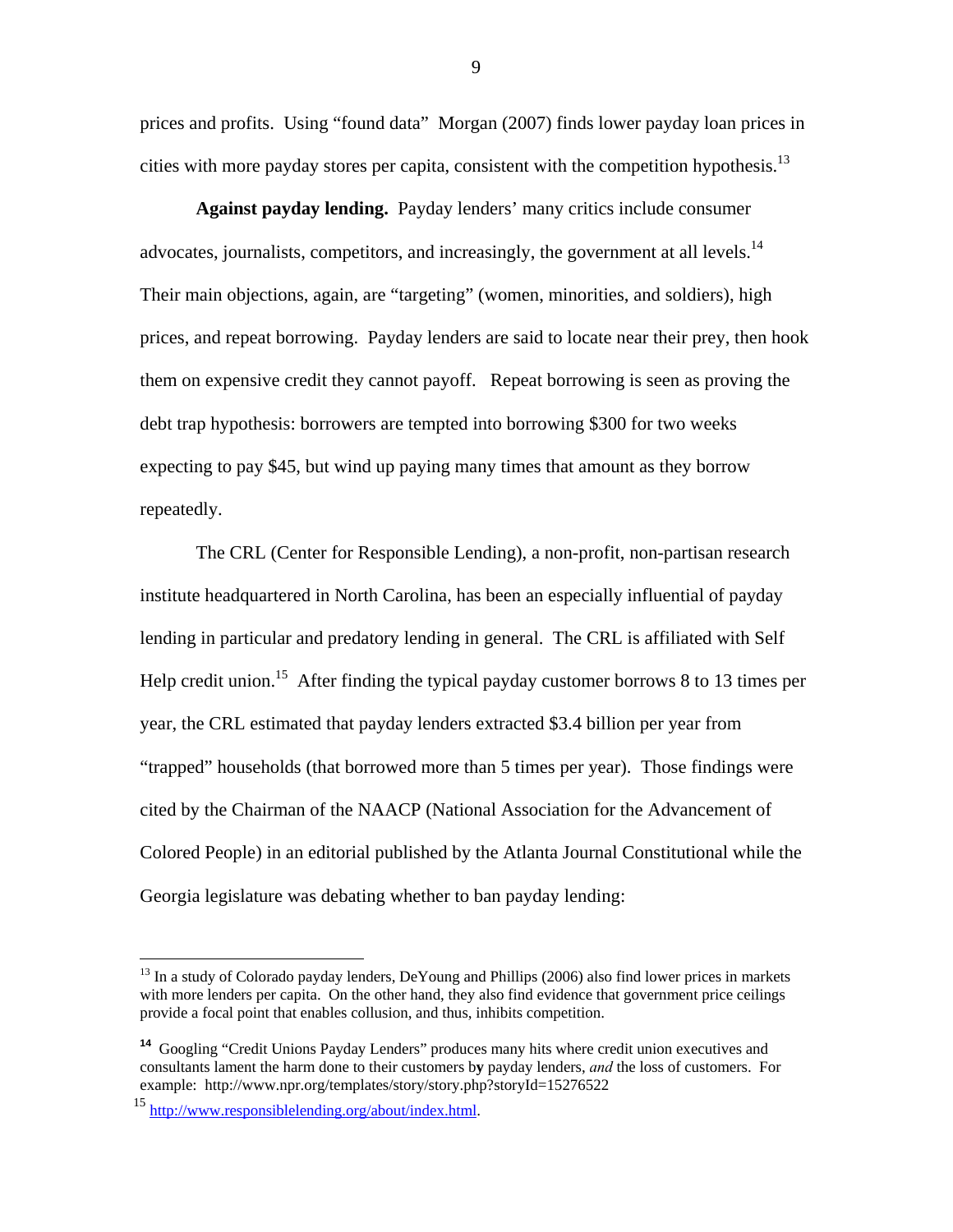prices and profits. Using "found data" Morgan (2007) finds lower payday loan prices in cities with more payday stores per capita, consistent with the competition hypothesis.[13]

**Against payday lending.** Payday lenders' many critics include consumer advocates, journalists, competitors, and increasingly, the government at all levels.[14] Their main objections, again, are "targeting" (women, minorities, and soldiers), high prices, and repeat borrowing. Payday lenders are said to locate near their prey, then hook them on expensive credit they cannot payoff. Repeat borrowing is seen as proving the debt trap hypothesis: borrowers are tempted into borrowing $300 for two weeks expecting to pay $45, but wind up paying many times that amount as they borrow repeatedly.

The CRL (Center for Responsible Lending), a non-profit, non-partisan research institute headquartered in North Carolina, has been an especially influential of payday lending in particular and predatory lending in general. The CRL is affiliated with Self Help credit union.[15] After finding the typical payday customer borrows 8 to 13 times per year, the CRL estimated that payday lenders extracted $3.4 billion per year from "trapped" households (that borrowed more than 5 times per year). Those findings were cited by the Chairman of the NAACP (National Association for the Advancement of Colored People) in an editorial published by the Atlanta Journal Constitutional while the Georgia legislature was debating whether to ban payday lending:

---

[13] In a study of Colorado payday lenders, DeYoung and Phillips (2006) also find lower prices in markets with more lenders per capita. On the other hand, they also find evidence that government price ceilings provide a focal point that enables collusion, and thus, inhibits competition.

[14] Googling "Credit Unions Payday Lenders" produces many hits where credit union executives and consultants lament the harm done to their customers by payday lenders, *and* the loss of customers. For example: http://www.npr.org/templates/story/story.php?storyId=15276522

[15] http://www.responsiblelending.org/about/index.html.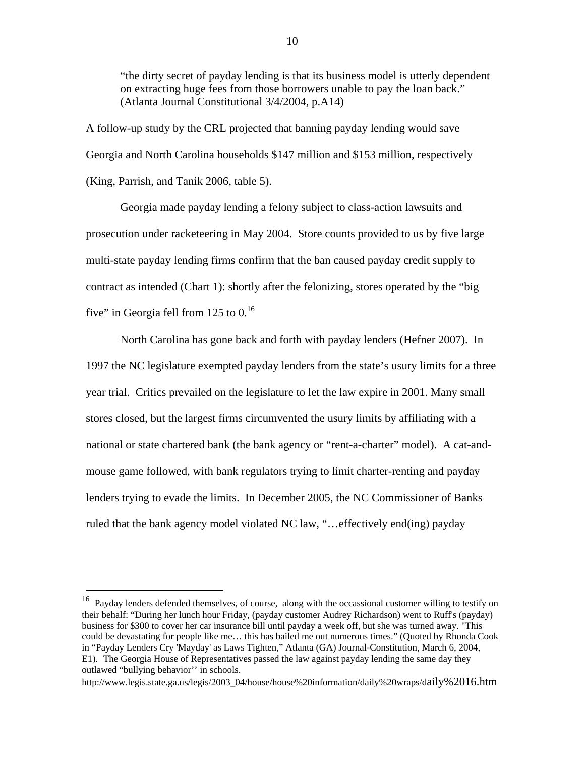> "the dirty secret of payday lending is that its business model is utterly dependent on extracting huge fees from those borrowers unable to pay the loan back." (Atlanta Journal Constitutional 3/4/2004, p.A14)

A follow-up study by the CRL projected that banning payday lending would save Georgia and North Carolina households $147 million and $153 million, respectively (King, Parrish, and Tanik 2006, table 5).

Georgia made payday lending a felony subject to class-action lawsuits and prosecution under racketeering in May 2004. Store counts provided to us by five large multi-state payday lending firms confirm that the ban caused payday credit supply to contract as intended (Chart 1): shortly after the felonizing, stores operated by the "big five" in Georgia fell from 125 to 0.[16]

North Carolina has gone back and forth with payday lenders (Hefner 2007). In 1997 the NC legislature exempted payday lenders from the state's usury limits for a three year trial. Critics prevailed on the legislature to let the law expire in 2001. Many small stores closed, but the largest firms circumvented the usury limits by affiliating with a national or state chartered bank (the bank agency or "rent-a-charter" model). A cat-and-mouse game followed, with bank regulators trying to limit charter-renting and payday lenders trying to evade the limits. In December 2005, the NC Commissioner of Banks ruled that the bank agency model violated NC law, "…effectively end(ing) payday

---

[16] Payday lenders defended themselves, of course, along with the occassional customer willing to testify on their behalf: "During her lunch hour Friday, (payday customer Audrey Richardson) went to Ruff's (payday) business for $300 to cover her car insurance bill until payday a week off, but she was turned away. "This could be devastating for people like me… this has bailed me out numerous times." (Quoted by Rhonda Cook in "Payday Lenders Cry 'Mayday' as Laws Tighten," Atlanta (GA) Journal-Constitution, March 6, 2004, E1). The Georgia House of Representatives passed the law against payday lending the same day they outlawed "bullying behavior'' in schools. http://www.legis.state.ga.us/legis/2003_04/house/house%20information/daily%20wraps/daily%2016.htm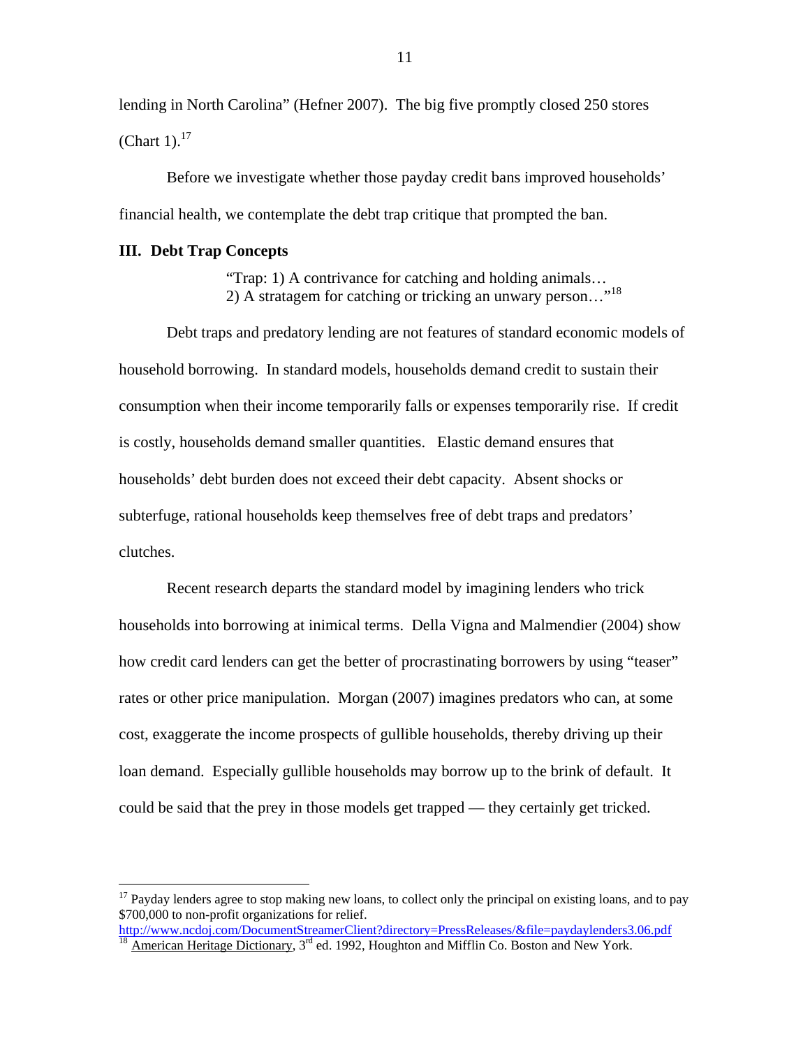lending in North Carolina" (Hefner 2007). The big five promptly closed 250 stores (Chart 1).[17]

Before we investigate whether those payday credit bans improved households' financial health, we contemplate the debt trap critique that prompted the ban.

## III. Debt Trap Concepts

> "Trap: 1) A contrivance for catching and holding animals…
> 2) A stratagem for catching or tricking an unwary person…"[18]

Debt traps and predatory lending are not features of standard economic models of household borrowing. In standard models, households demand credit to sustain their consumption when their income temporarily falls or expenses temporarily rise. If credit is costly, households demand smaller quantities. Elastic demand ensures that households' debt burden does not exceed their debt capacity. Absent shocks or subterfuge, rational households keep themselves free of debt traps and predators' clutches.

Recent research departs the standard model by imagining lenders who trick households into borrowing at inimical terms. Della Vigna and Malmendier (2004) show how credit card lenders can get the better of procrastinating borrowers by using "teaser" rates or other price manipulation. Morgan (2007) imagines predators who can, at some cost, exaggerate the income prospects of gullible households, thereby driving up their loan demand. Especially gullible households may borrow up to the brink of default. It could be said that the prey in those models get trapped — they certainly get tricked.

---

[17] Payday lenders agree to stop making new loans, to collect only the principal on existing loans, and to pay $700,000 to non-profit organizations for relief. http://www.ncdoj.com/DocumentStreamerClient?directory=PressReleases/&file=paydaylenders3.06.pdf

[18] American Heritage Dictionary, 3rd ed. 1992, Houghton and Mifflin Co. Boston and New York.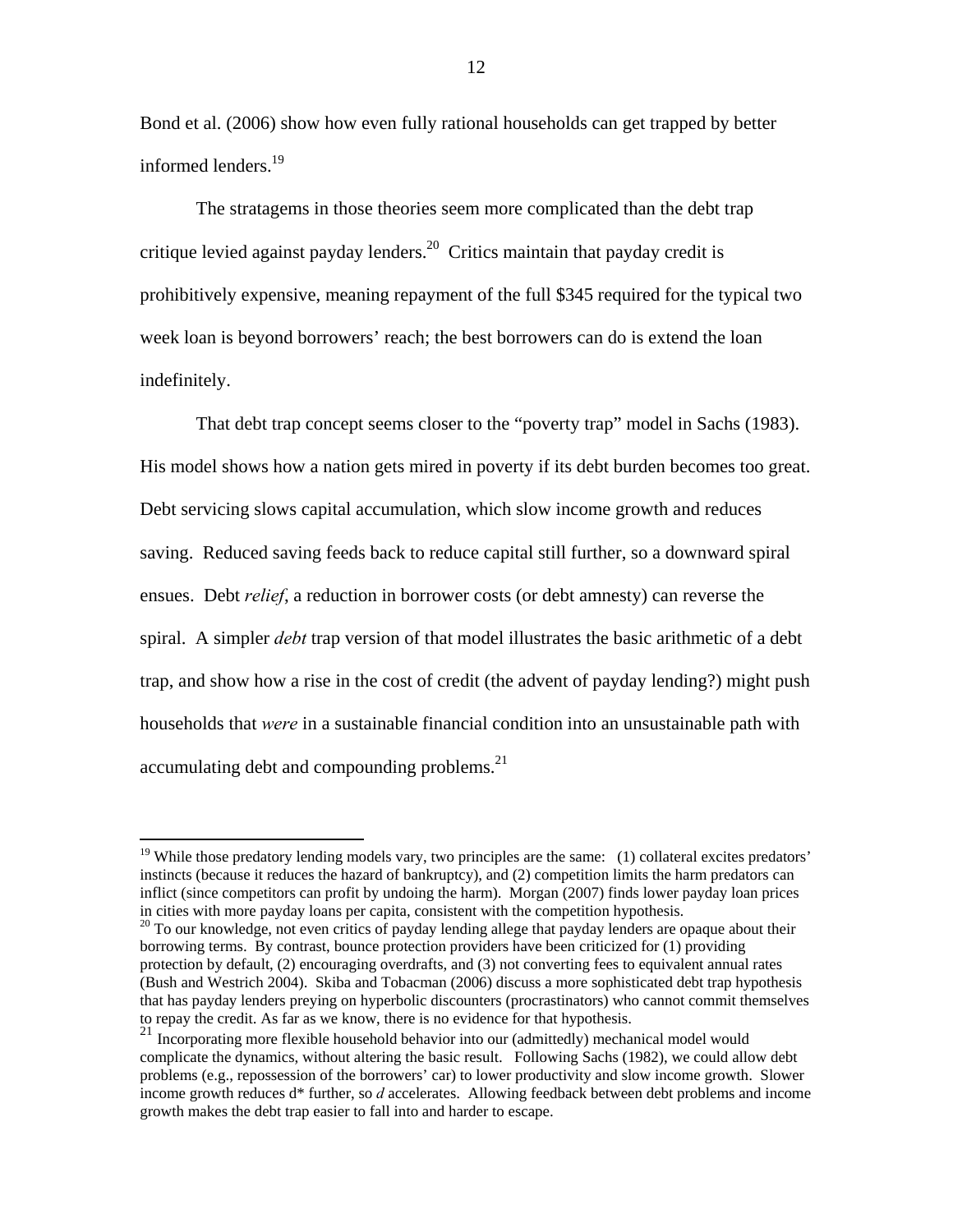Bond et al. (2006) show how even fully rational households can get trapped by better informed lenders.[19]

The stratagems in those theories seem more complicated than the debt trap critique levied against payday lenders.[20] Critics maintain that payday credit is prohibitively expensive, meaning repayment of the full \$345 required for the typical two week loan is beyond borrowers' reach; the best borrowers can do is extend the loan indefinitely.

That debt trap concept seems closer to the "poverty trap" model in Sachs (1983). His model shows how a nation gets mired in poverty if its debt burden becomes too great. Debt servicing slows capital accumulation, which slow income growth and reduces saving. Reduced saving feeds back to reduce capital still further, so a downward spiral ensues. Debt *relief*, a reduction in borrower costs (or debt amnesty) can reverse the spiral. A simpler *debt* trap version of that model illustrates the basic arithmetic of a debt trap, and show how a rise in the cost of credit (the advent of payday lending?) might push households that *were* in a sustainable financial condition into an unsustainable path with accumulating debt and compounding problems.[21]

---

[19] While those predatory lending models vary, two principles are the same: (1) collateral excites predators' instincts (because it reduces the hazard of bankruptcy), and (2) competition limits the harm predators can inflict (since competitors can profit by undoing the harm). Morgan (2007) finds lower payday loan prices in cities with more payday loans per capita, consistent with the competition hypothesis.

[20] To our knowledge, not even critics of payday lending allege that payday lenders are opaque about their borrowing terms. By contrast, bounce protection providers have been criticized for (1) providing protection by default, (2) encouraging overdrafts, and (3) not converting fees to equivalent annual rates (Bush and Westrich 2004). Skiba and Tobacman (2006) discuss a more sophisticated debt trap hypothesis that has payday lenders preying on hyperbolic discounters (procrastinators) who cannot commit themselves to repay the credit. As far as we know, there is no evidence for that hypothesis.

[21] Incorporating more flexible household behavior into our (admittedly) mechanical model would complicate the dynamics, without altering the basic result. Following Sachs (1982), we could allow debt problems (e.g., repossession of the borrowers' car) to lower productivity and slow income growth. Slower income growth reduces $d^*$ further, so $d$ accelerates. Allowing feedback between debt problems and income growth makes the debt trap easier to fall into and harder to escape.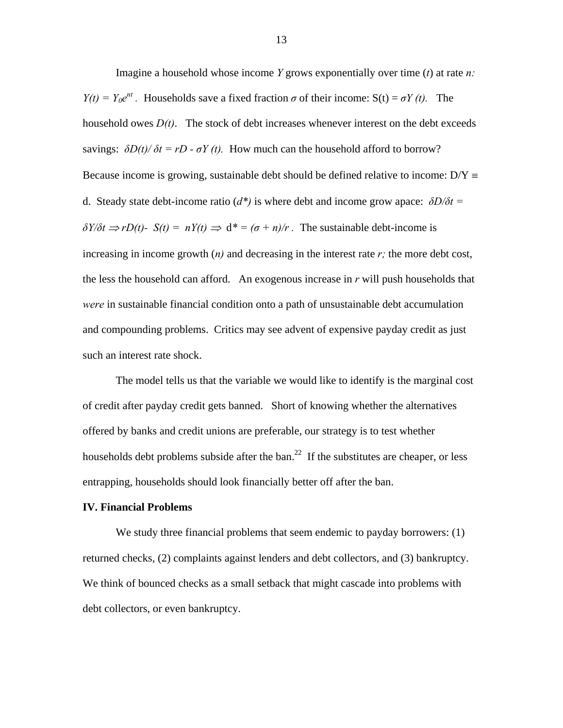Imagine a household whose income $Y$ grows exponentially over time ($t$) at rate $n$: $Y(t) = Y_0 e^{nt}$. Households save a fixed fraction $\sigma$ of their income: $S(t) = \sigma Y(t)$. The household owes $D(t)$. The stock of debt increases whenever interest on the debt exceeds savings: $\delta D(t)/\delta t = rD - \sigma Y(t)$. How much can the household afford to borrow? Because income is growing, sustainable debt should be defined relative to income: $D/Y \equiv d$. Steady state debt-income ratio ($d^*$) is where debt and income grow apace: $\delta D/\delta t = \delta Y/\delta t \Rightarrow rD(t) - S(t) = nY(t) \Rightarrow d^* = (\sigma + n)/r$. The sustainable debt-income is increasing in income growth ($n$) and decreasing in the interest rate $r$; the more debt cost, the less the household can afford. An exogenous increase in $r$ will push households that *were* in sustainable financial condition onto a path of unsustainable debt accumulation and compounding problems. Critics may see advent of expensive payday credit as just such an interest rate shock.

The model tells us that the variable we would like to identify is the marginal cost of credit after payday credit gets banned. Short of knowing whether the alternatives offered by banks and credit unions are preferable, our strategy is to test whether households debt problems subside after the ban.[22] If the substitutes are cheaper, or less entrapping, households should look financially better off after the ban.

## IV. Financial Problems

We study three financial problems that seem endemic to payday borrowers: (1) returned checks, (2) complaints against lenders and debt collectors, and (3) bankruptcy. We think of bounced checks as a small setback that might cascade into problems with debt collectors, or even bankruptcy.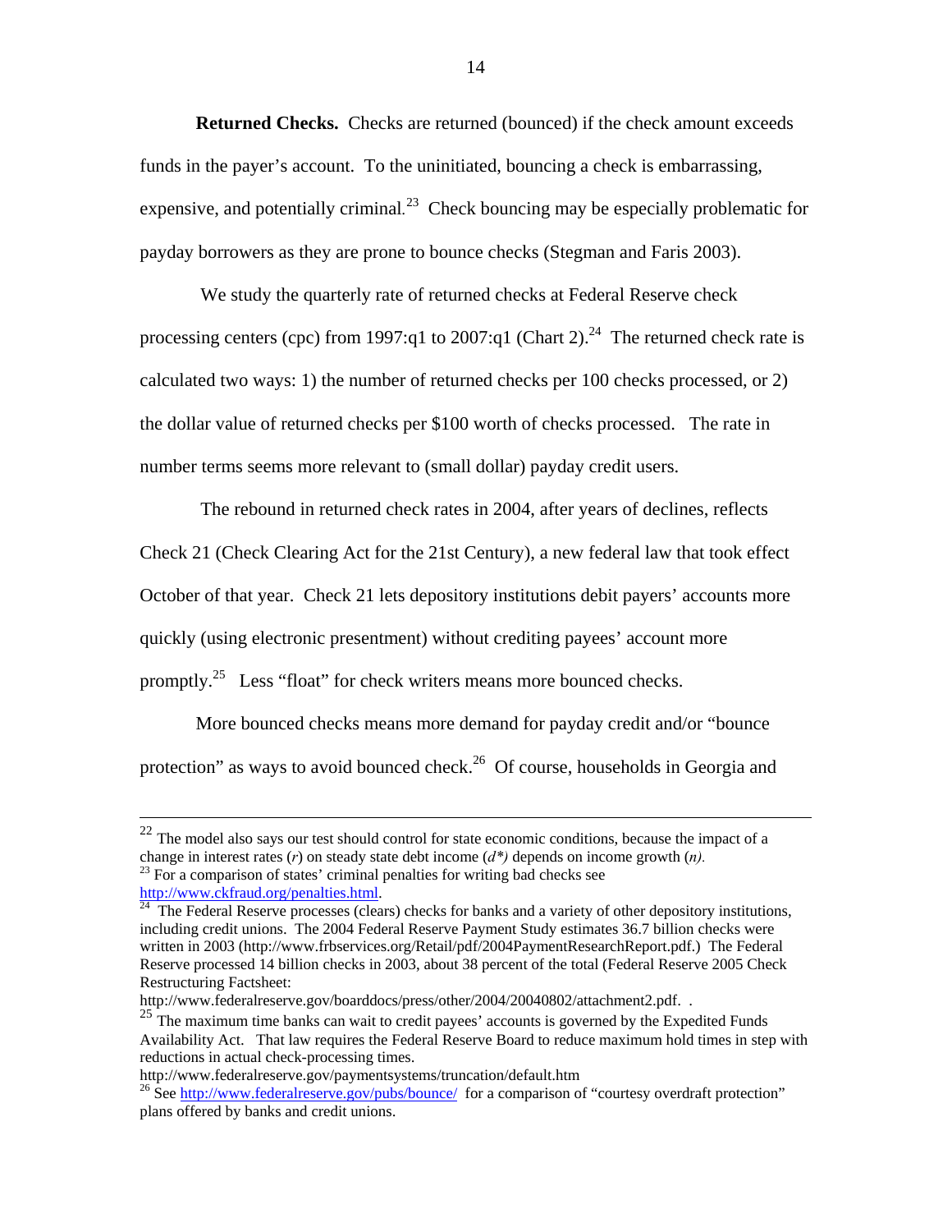**Returned Checks.** Checks are returned (bounced) if the check amount exceeds funds in the payer's account. To the uninitiated, bouncing a check is embarrassing, expensive, and potentially criminal.[23] Check bouncing may be especially problematic for payday borrowers as they are prone to bounce checks (Stegman and Faris 2003).

We study the quarterly rate of returned checks at Federal Reserve check processing centers (cpc) from 1997:q1 to 2007:q1 (Chart 2).[24] The returned check rate is calculated two ways: 1) the number of returned checks per 100 checks processed, or 2) the dollar value of returned checks per $100 worth of checks processed. The rate in number terms seems more relevant to (small dollar) payday credit users.

The rebound in returned check rates in 2004, after years of declines, reflects Check 21 (Check Clearing Act for the 21st Century), a new federal law that took effect October of that year. Check 21 lets depository institutions debit payers' accounts more quickly (using electronic presentment) without crediting payees' account more promptly.[25] Less "float" for check writers means more bounced checks.

More bounced checks means more demand for payday credit and/or "bounce protection" as ways to avoid bounced check.[26] Of course, households in Georgia and

---

[22] The model also says our test should control for state economic conditions, because the impact of a change in interest rates ($r$) on steady state debt income ($d^*$) depends on income growth ($n$).

[23] For a comparison of states' criminal penalties for writing bad checks see http://www.ckfraud.org/penalties.html.

[24] The Federal Reserve processes (clears) checks for banks and a variety of other depository institutions, including credit unions. The 2004 Federal Reserve Payment Study estimates 36.7 billion checks were written in 2003 (http://www.frbservices.org/Retail/pdf/2004PaymentResearchReport.pdf.) The Federal Reserve processed 14 billion checks in 2003, about 38 percent of the total (Federal Reserve 2005 Check Restructuring Factsheet: http://www.federalreserve.gov/boarddocs/press/other/2004/20040802/attachment2.pdf. .

[25] The maximum time banks can wait to credit payees' accounts is governed by the Expedited Funds Availability Act. That law requires the Federal Reserve Board to reduce maximum hold times in step with reductions in actual check-processing times. http://www.federalreserve.gov/paymentsystems/truncation/default.htm

[26] See http://www.federalreserve.gov/pubs/bounce/ for a comparison of "courtesy overdraft protection" plans offered by banks and credit unions.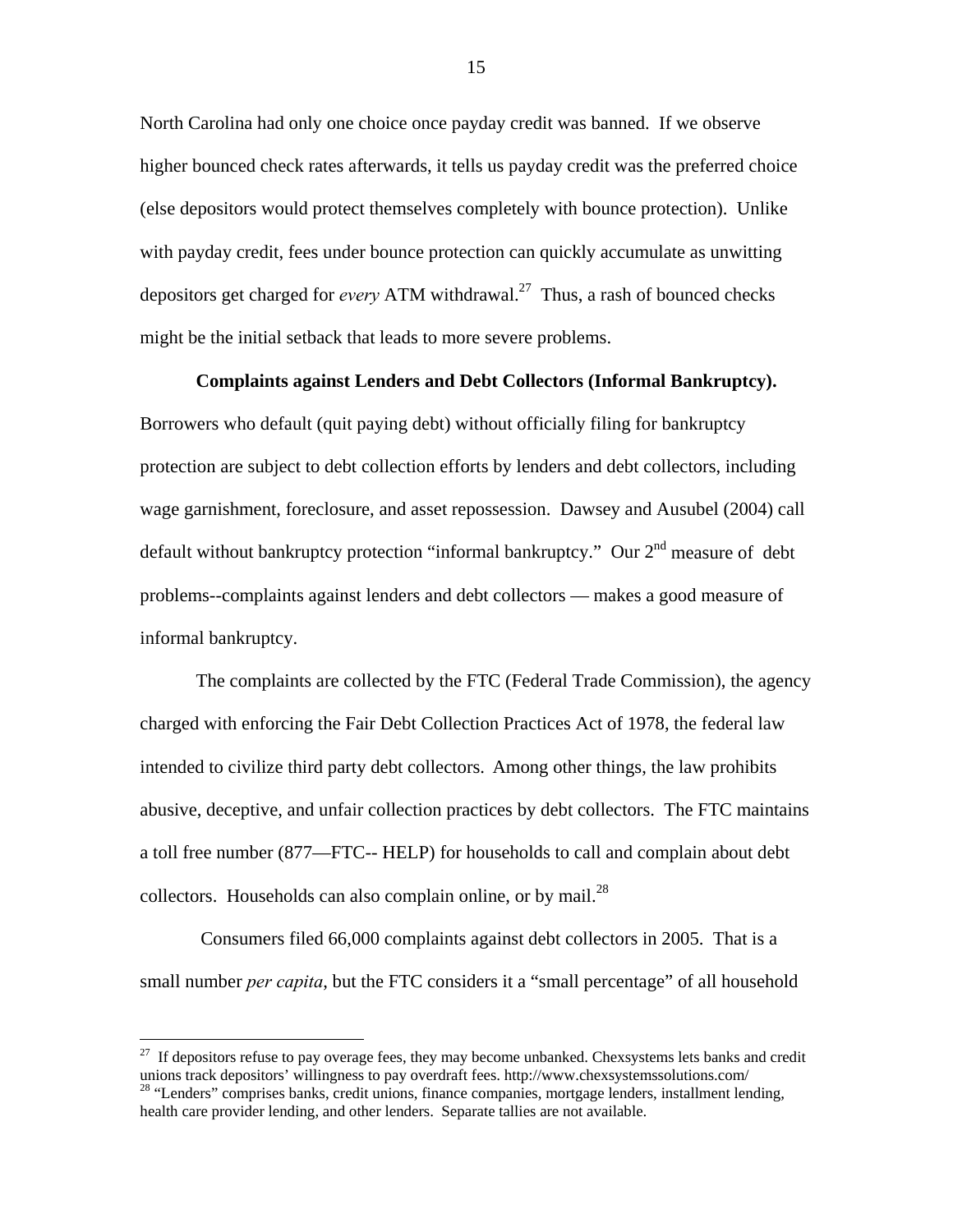North Carolina had only one choice once payday credit was banned. If we observe higher bounced check rates afterwards, it tells us payday credit was the preferred choice (else depositors would protect themselves completely with bounce protection). Unlike with payday credit, fees under bounce protection can quickly accumulate as unwitting depositors get charged for *every* ATM withdrawal.[27] Thus, a rash of bounced checks might be the initial setback that leads to more severe problems.

**Complaints against Lenders and Debt Collectors (Informal Bankruptcy).** Borrowers who default (quit paying debt) without officially filing for bankruptcy protection are subject to debt collection efforts by lenders and debt collectors, including wage garnishment, foreclosure, and asset repossession. Dawsey and Ausubel (2004) call default without bankruptcy protection "informal bankruptcy." Our 2nd measure of debt problems--complaints against lenders and debt collectors — makes a good measure of informal bankruptcy.

The complaints are collected by the FTC (Federal Trade Commission), the agency charged with enforcing the Fair Debt Collection Practices Act of 1978, the federal law intended to civilize third party debt collectors. Among other things, the law prohibits abusive, deceptive, and unfair collection practices by debt collectors. The FTC maintains a toll free number (877—FTC-- HELP) for households to call and complain about debt collectors. Households can also complain online, or by mail.[28]

Consumers filed 66,000 complaints against debt collectors in 2005. That is a small number *per capita*, but the FTC considers it a "small percentage" of all household

---

[27] If depositors refuse to pay overage fees, they may become unbanked. Chexsystems lets banks and credit unions track depositors' willingness to pay overdraft fees. http://www.chexsystemssolutions.com/

[28] "Lenders" comprises banks, credit unions, finance companies, mortgage lenders, installment lending, health care provider lending, and other lenders. Separate tallies are not available.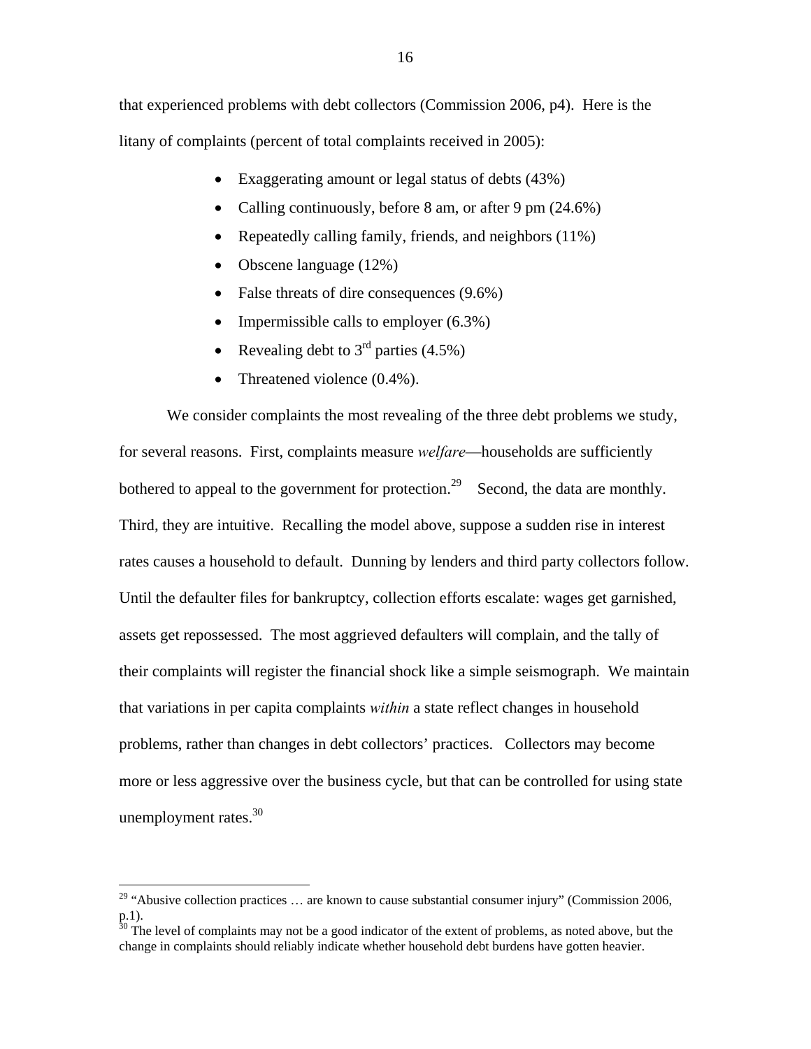that experienced problems with debt collectors (Commission 2006, p4). Here is the litany of complaints (percent of total complaints received in 2005):

- Exaggerating amount or legal status of debts (43%)
- Calling continuously, before 8 am, or after 9 pm (24.6%)
- Repeatedly calling family, friends, and neighbors (11%)
- Obscene language (12%)
- False threats of dire consequences (9.6%)
- Impermissible calls to employer (6.3%)
- Revealing debt to 3rd parties (4.5%)
- Threatened violence (0.4%).

We consider complaints the most revealing of the three debt problems we study, for several reasons. First, complaints measure *welfare*—households are sufficiently bothered to appeal to the government for protection.[29] Second, the data are monthly. Third, they are intuitive. Recalling the model above, suppose a sudden rise in interest rates causes a household to default. Dunning by lenders and third party collectors follow. Until the defaulter files for bankruptcy, collection efforts escalate: wages get garnished, assets get repossessed. The most aggrieved defaulters will complain, and the tally of their complaints will register the financial shock like a simple seismograph. We maintain that variations in per capita complaints *within* a state reflect changes in household problems, rather than changes in debt collectors' practices. Collectors may become more or less aggressive over the business cycle, but that can be controlled for using state unemployment rates.[30]

---

[29] "Abusive collection practices … are known to cause substantial consumer injury" (Commission 2006, p.1).

[30] The level of complaints may not be a good indicator of the extent of problems, as noted above, but the change in complaints should reliably indicate whether household debt burdens have gotten heavier.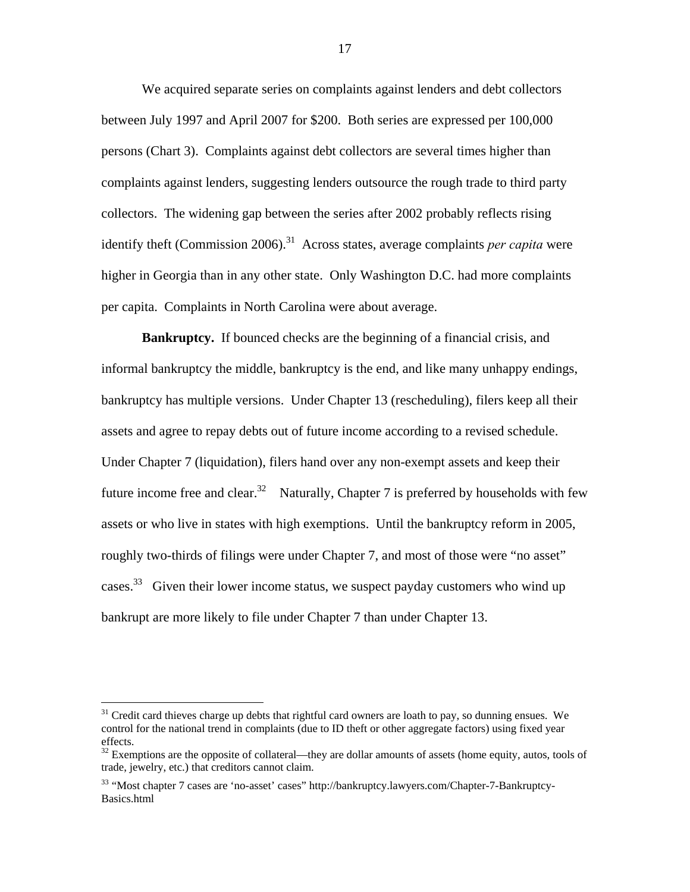We acquired separate series on complaints against lenders and debt collectors between July 1997 and April 2007 for $200. Both series are expressed per 100,000 persons (Chart 3). Complaints against debt collectors are several times higher than complaints against lenders, suggesting lenders outsource the rough trade to third party collectors. The widening gap between the series after 2002 probably reflects rising identify theft (Commission 2006).[31] Across states, average complaints *per capita* were higher in Georgia than in any other state. Only Washington D.C. had more complaints per capita. Complaints in North Carolina were about average.

**Bankruptcy.** If bounced checks are the beginning of a financial crisis, and informal bankruptcy the middle, bankruptcy is the end, and like many unhappy endings, bankruptcy has multiple versions. Under Chapter 13 (rescheduling), filers keep all their assets and agree to repay debts out of future income according to a revised schedule. Under Chapter 7 (liquidation), filers hand over any non-exempt assets and keep their future income free and clear.[32] Naturally, Chapter 7 is preferred by households with few assets or who live in states with high exemptions. Until the bankruptcy reform in 2005, roughly two-thirds of filings were under Chapter 7, and most of those were "no asset" cases.[33] Given their lower income status, we suspect payday customers who wind up bankrupt are more likely to file under Chapter 7 than under Chapter 13.

---

[31] Credit card thieves charge up debts that rightful card owners are loath to pay, so dunning ensues. We control for the national trend in complaints (due to ID theft or other aggregate factors) using fixed year effects.

[32] Exemptions are the opposite of collateral—they are dollar amounts of assets (home equity, autos, tools of trade, jewelry, etc.) that creditors cannot claim.

[33] "Most chapter 7 cases are 'no-asset' cases" http://bankruptcy.lawyers.com/Chapter-7-Bankruptcy-Basics.html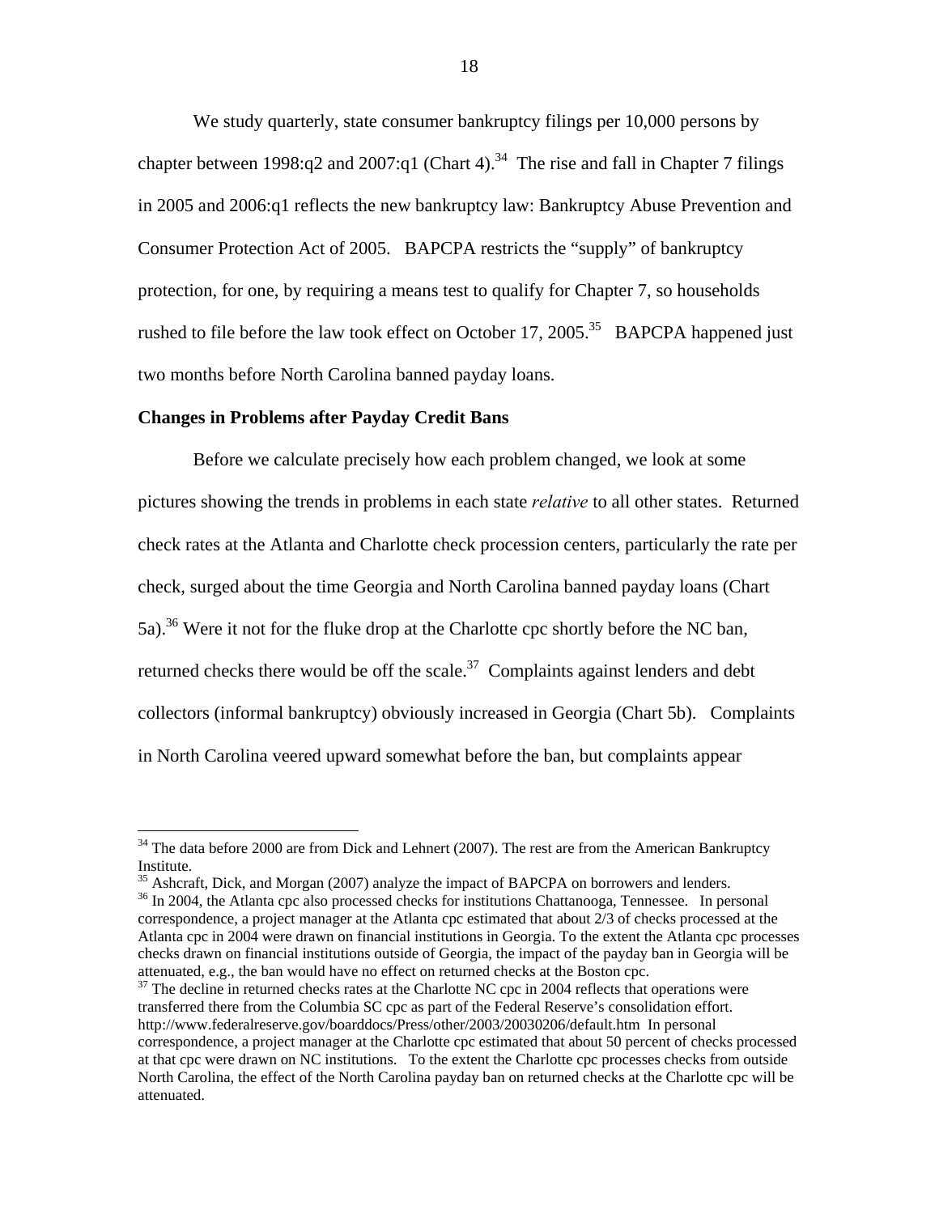We study quarterly, state consumer bankruptcy filings per 10,000 persons by chapter between 1998:q2 and 2007:q1 (Chart 4).[34] The rise and fall in Chapter 7 filings in 2005 and 2006:q1 reflects the new bankruptcy law: Bankruptcy Abuse Prevention and Consumer Protection Act of 2005. BAPCPA restricts the "supply" of bankruptcy protection, for one, by requiring a means test to qualify for Chapter 7, so households rushed to file before the law took effect on October 17, 2005.[35] BAPCPA happened just two months before North Carolina banned payday loans.

**Changes in Problems after Payday Credit Bans**

Before we calculate precisely how each problem changed, we look at some pictures showing the trends in problems in each state *relative* to all other states. Returned check rates at the Atlanta and Charlotte check procession centers, particularly the rate per check, surged about the time Georgia and North Carolina banned payday loans (Chart 5a).[36] Were it not for the fluke drop at the Charlotte cpc shortly before the NC ban, returned checks there would be off the scale.[37] Complaints against lenders and debt collectors (informal bankruptcy) obviously increased in Georgia (Chart 5b). Complaints in North Carolina veered upward somewhat before the ban, but complaints appear

---

[34] The data before 2000 are from Dick and Lehnert (2007). The rest are from the American Bankruptcy Institute.

[35] Ashcraft, Dick, and Morgan (2007) analyze the impact of BAPCPA on borrowers and lenders.

[36] In 2004, the Atlanta cpc also processed checks for institutions Chattanooga, Tennessee. In personal correspondence, a project manager at the Atlanta cpc estimated that about 2/3 of checks processed at the Atlanta cpc in 2004 were drawn on financial institutions in Georgia. To the extent the Atlanta cpc processes checks drawn on financial institutions outside of Georgia, the impact of the payday ban in Georgia will be attenuated, e.g., the ban would have no effect on returned checks at the Boston cpc.

[37] The decline in returned checks rates at the Charlotte NC cpc in 2004 reflects that operations were transferred there from the Columbia SC cpc as part of the Federal Reserve's consolidation effort. http://www.federalreserve.gov/boarddocs/Press/other/2003/20030206/default.htm In personal correspondence, a project manager at the Charlotte cpc estimated that about 50 percent of checks processed at that cpc were drawn on NC institutions. To the extent the Charlotte cpc processes checks from outside North Carolina, the effect of the North Carolina payday ban on returned checks at the Charlotte cpc will be attenuated.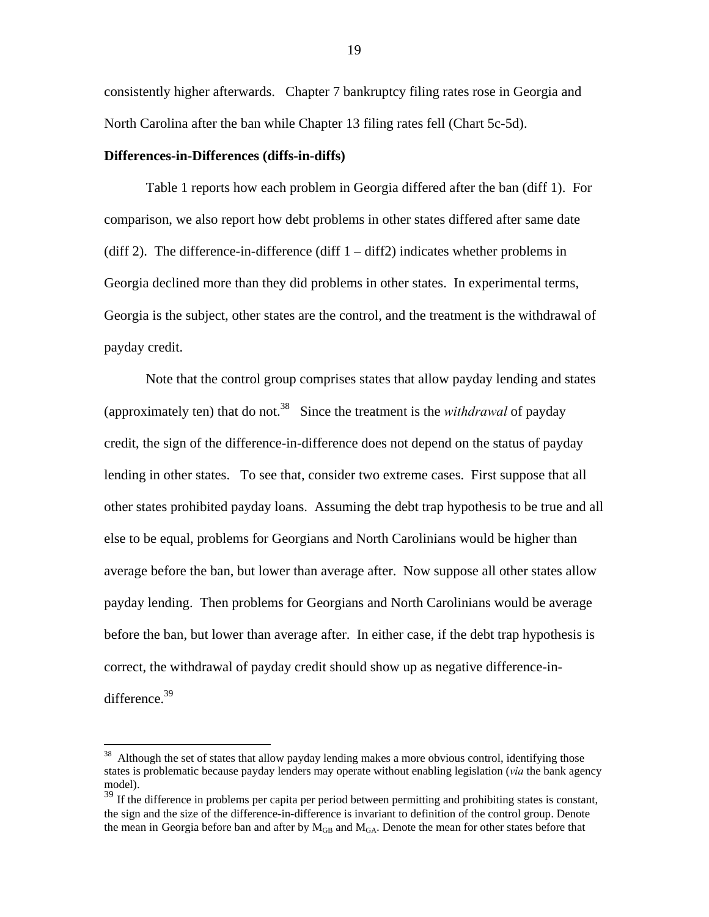consistently higher afterwards. Chapter 7 bankruptcy filing rates rose in Georgia and North Carolina after the ban while Chapter 13 filing rates fell (Chart 5c-5d).

**Differences-in-Differences (diffs-in-diffs)**

Table 1 reports how each problem in Georgia differed after the ban (diff 1). For comparison, we also report how debt problems in other states differed after same date (diff 2). The difference-in-difference (diff 1 – diff2) indicates whether problems in Georgia declined more than they did problems in other states. In experimental terms, Georgia is the subject, other states are the control, and the treatment is the withdrawal of payday credit.

Note that the control group comprises states that allow payday lending and states (approximately ten) that do not.[38] Since the treatment is the *withdrawal* of payday credit, the sign of the difference-in-difference does not depend on the status of payday lending in other states. To see that, consider two extreme cases. First suppose that all other states prohibited payday loans. Assuming the debt trap hypothesis to be true and all else to be equal, problems for Georgians and North Carolinians would be higher than average before the ban, but lower than average after. Now suppose all other states allow payday lending. Then problems for Georgians and North Carolinians would be average before the ban, but lower than average after. In either case, if the debt trap hypothesis is correct, the withdrawal of payday credit should show up as negative difference-in-difference.[39]

---

[38] Although the set of states that allow payday lending makes a more obvious control, identifying those states is problematic because payday lenders may operate without enabling legislation (*via* the bank agency model).

[39] If the difference in problems per capita per period between permitting and prohibiting states is constant, the sign and the size of the difference-in-difference is invariant to definition of the control group. Denote the mean in Georgia before ban and after by $M_{GB}$ and $M_{GA}$. Denote the mean for other states before that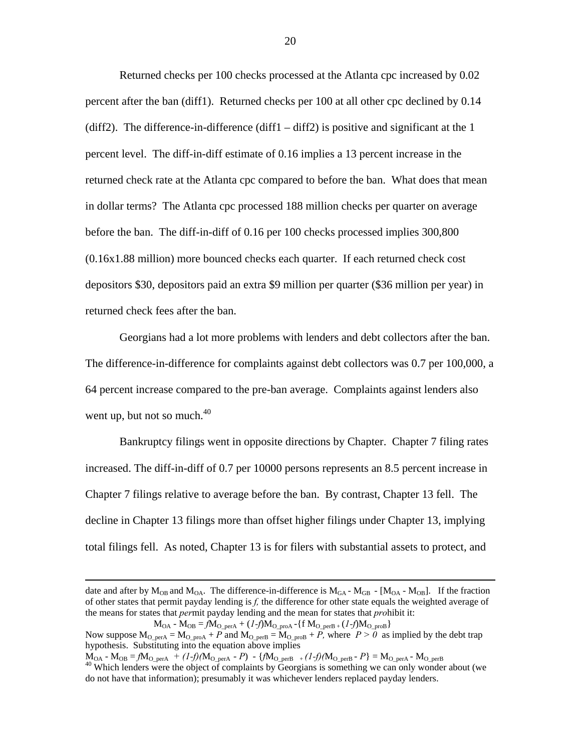Returned checks per 100 checks processed at the Atlanta cpc increased by 0.02 percent after the ban (diff1). Returned checks per 100 at all other cpc declined by 0.14 (diff2). The difference-in-difference (diff1 – diff2) is positive and significant at the 1 percent level. The diff-in-diff estimate of 0.16 implies a 13 percent increase in the returned check rate at the Atlanta cpc compared to before the ban. What does that mean in dollar terms? The Atlanta cpc processed 188 million checks per quarter on average before the ban. The diff-in-diff of 0.16 per 100 checks processed implies 300,800 (0.16x1.88 million) more bounced checks each quarter. If each returned check cost depositors $30, depositors paid an extra $9 million per quarter ($36 million per year) in returned check fees after the ban.

Georgians had a lot more problems with lenders and debt collectors after the ban. The difference-in-difference for complaints against debt collectors was 0.7 per 100,000, a 64 percent increase compared to the pre-ban average. Complaints against lenders also went up, but not so much.[40]

Bankruptcy filings went in opposite directions by Chapter. Chapter 7 filing rates increased. The diff-in-diff of 0.7 per 10000 persons represents an 8.5 percent increase in Chapter 7 filings relative to average before the ban. By contrast, Chapter 13 fell. The decline in Chapter 13 filings more than offset higher filings under Chapter 13, implying total filings fell. As noted, Chapter 13 is for filers with substantial assets to protect, and

---

date and after by $M_{OB}$ and $M_{OA}$. The difference-in-difference is $M_{GA} - M_{GB} - [M_{OA} - M_{OB}]$. If the fraction of other states that permit payday lending is *f*, the difference for other state equals the weighted average of the means for states that *per*mit payday lending and the mean for states that *pro*hibit it:

$$M_{OA} - M_{OB} = fM_{O\_perA} + (1\text{-}f)M_{O\_proA} - \{f\, M_{O\_perB} + (1\text{-}f)M_{O\_proB}\}$$

Now suppose $M_{O\_perA} = M_{O\_proA} + P$ and $M_{O\_perB} = M_{O\_proB} + P$, where $P > 0$ as implied by the debt trap hypothesis. Substituting into the equation above implies

$M_{OA} - M_{OB} = fM_{O\_perA} + (1\text{-}f)(M_{O\_perA} - P) - \{fM_{O\_perB} + (1\text{-}f)(M_{O\_perB} - P\} = M_{O\_perA} - M_{O\_perB}$

[40] Which lenders were the object of complaints by Georgians is something we can only wonder about (we do not have that information); presumably it was whichever lenders replaced payday lenders.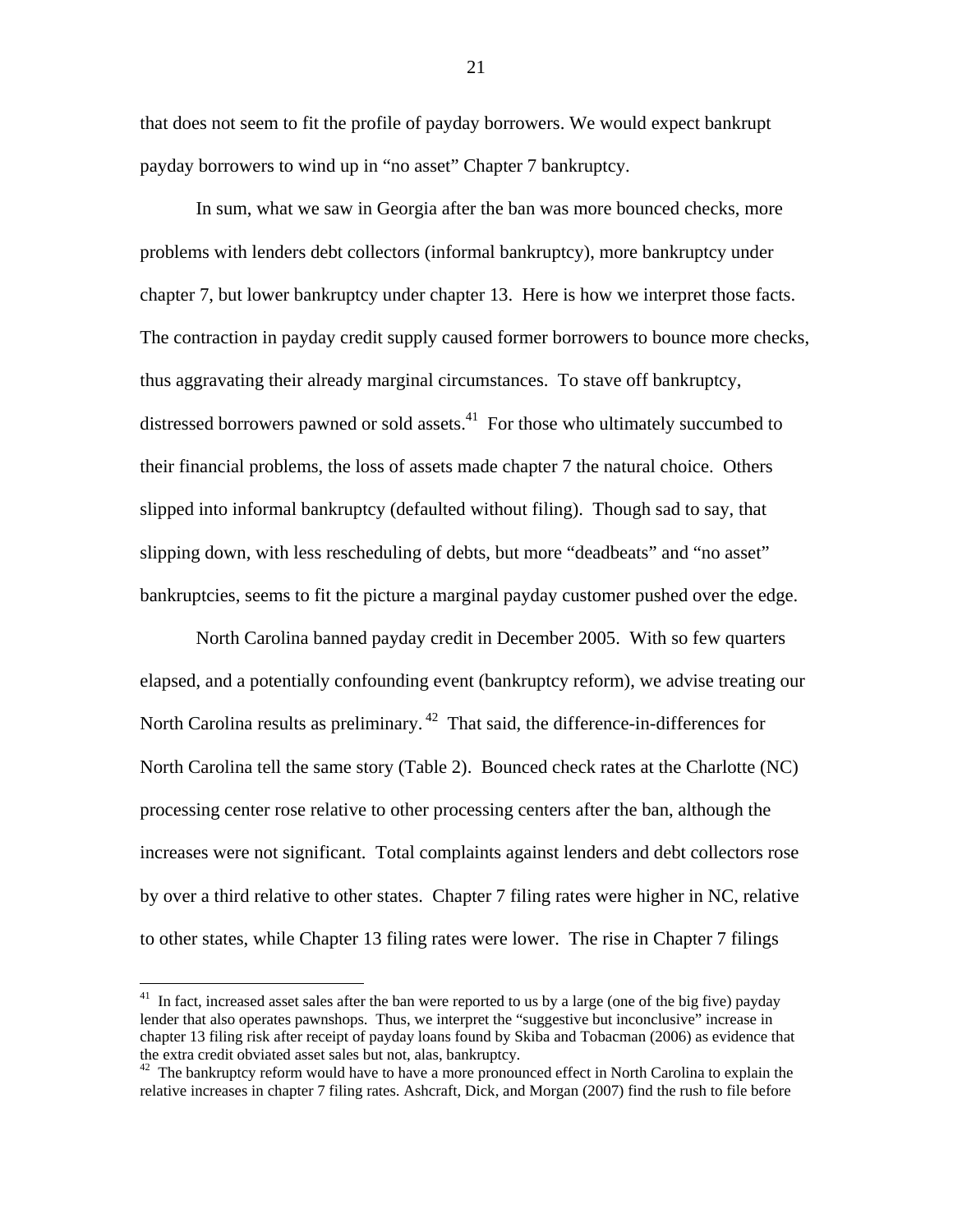that does not seem to fit the profile of payday borrowers. We would expect bankrupt payday borrowers to wind up in "no asset" Chapter 7 bankruptcy.

In sum, what we saw in Georgia after the ban was more bounced checks, more problems with lenders debt collectors (informal bankruptcy), more bankruptcy under chapter 7, but lower bankruptcy under chapter 13. Here is how we interpret those facts. The contraction in payday credit supply caused former borrowers to bounce more checks, thus aggravating their already marginal circumstances. To stave off bankruptcy, distressed borrowers pawned or sold assets.[41] For those who ultimately succumbed to their financial problems, the loss of assets made chapter 7 the natural choice. Others slipped into informal bankruptcy (defaulted without filing). Though sad to say, that slipping down, with less rescheduling of debts, but more "deadbeats" and "no asset" bankruptcies, seems to fit the picture a marginal payday customer pushed over the edge.

North Carolina banned payday credit in December 2005. With so few quarters elapsed, and a potentially confounding event (bankruptcy reform), we advise treating our North Carolina results as preliminary.[42] That said, the difference-in-differences for North Carolina tell the same story (Table 2). Bounced check rates at the Charlotte (NC) processing center rose relative to other processing centers after the ban, although the increases were not significant. Total complaints against lenders and debt collectors rose by over a third relative to other states. Chapter 7 filing rates were higher in NC, relative to other states, while Chapter 13 filing rates were lower. The rise in Chapter 7 filings

---

[41] In fact, increased asset sales after the ban were reported to us by a large (one of the big five) payday lender that also operates pawnshops. Thus, we interpret the "suggestive but inconclusive" increase in chapter 13 filing risk after receipt of payday loans found by Skiba and Tobacman (2006) as evidence that the extra credit obviated asset sales but not, alas, bankruptcy.

[42] The bankruptcy reform would have to have a more pronounced effect in North Carolina to explain the relative increases in chapter 7 filing rates. Ashcraft, Dick, and Morgan (2007) find the rush to file before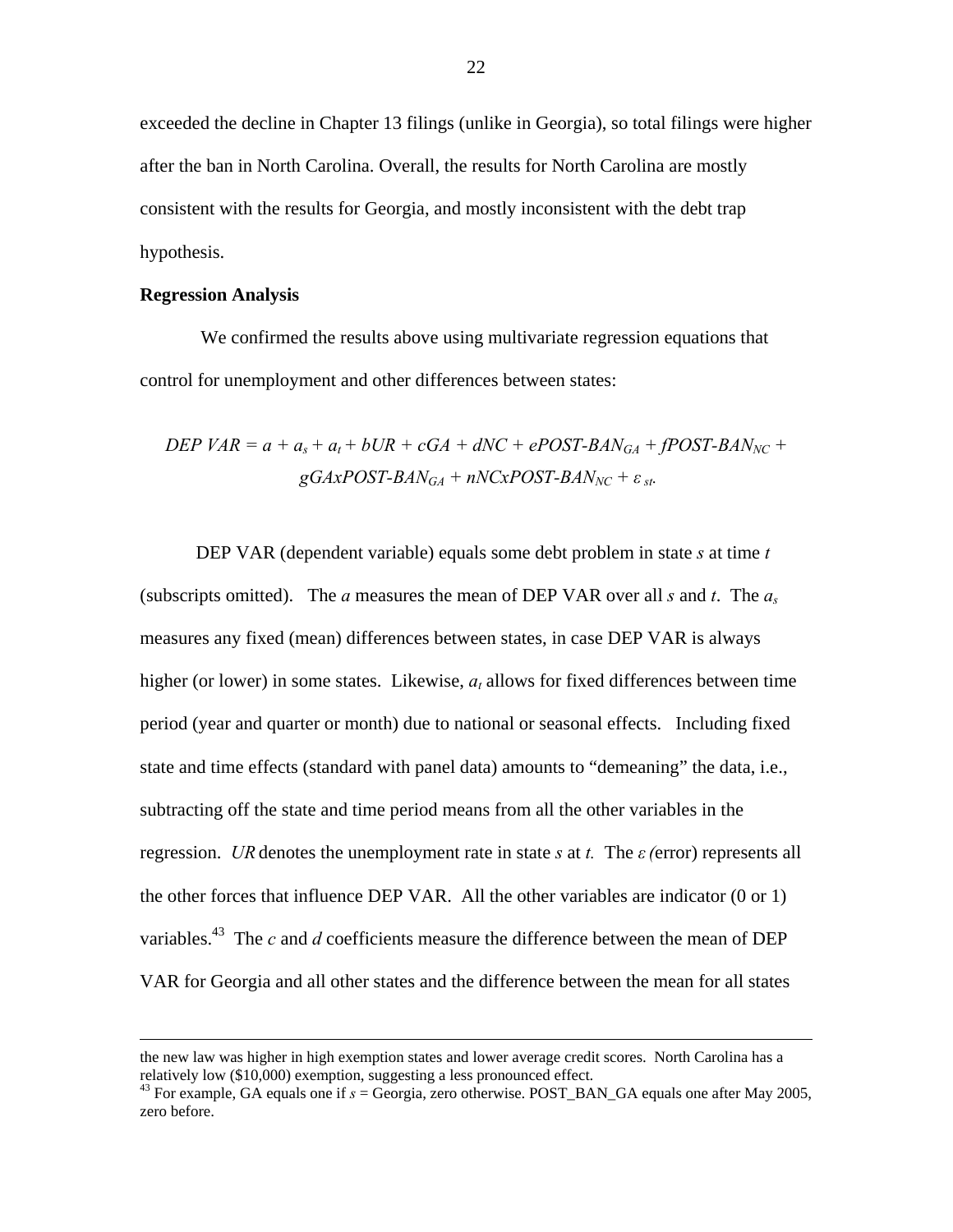exceeded the decline in Chapter 13 filings (unlike in Georgia), so total filings were higher after the ban in North Carolina. Overall, the results for North Carolina are mostly consistent with the results for Georgia, and mostly inconsistent with the debt trap hypothesis.

**Regression Analysis**

We confirmed the results above using multivariate regression equations that control for unemployment and other differences between states:

$$DEP\ VAR = a + a_s + a_t + bUR + cGA + dNC + ePOST\text{-}BAN_{GA} + fPOST\text{-}BAN_{NC} + gGAxPOST\text{-}BAN_{GA} + nNCxPOST\text{-}BAN_{NC} + \varepsilon_{st}.$$

DEP VAR (dependent variable) equals some debt problem in state $s$ at time $t$ (subscripts omitted). The $a$ measures the mean of DEP VAR over all $s$ and $t$. The $a_s$ measures any fixed (mean) differences between states, in case DEP VAR is always higher (or lower) in some states. Likewise, $a_t$ allows for fixed differences between time period (year and quarter or month) due to national or seasonal effects. Including fixed state and time effects (standard with panel data) amounts to "demeaning" the data, i.e., subtracting off the state and time period means from all the other variables in the regression. *UR* denotes the unemployment rate in state $s$ at $t$. The $\varepsilon$ (error) represents all the other forces that influence DEP VAR. All the other variables are indicator (0 or 1) variables.[43] The $c$ and $d$ coefficients measure the difference between the mean of DEP VAR for Georgia and all other states and the difference between the mean for all states

---

the new law was higher in high exemption states and lower average credit scores. North Carolina has a relatively low ($10,000) exemption, suggesting a less pronounced effect.

[43] For example, GA equals one if $s$ = Georgia, zero otherwise. POST_BAN_GA equals one after May 2005, zero before.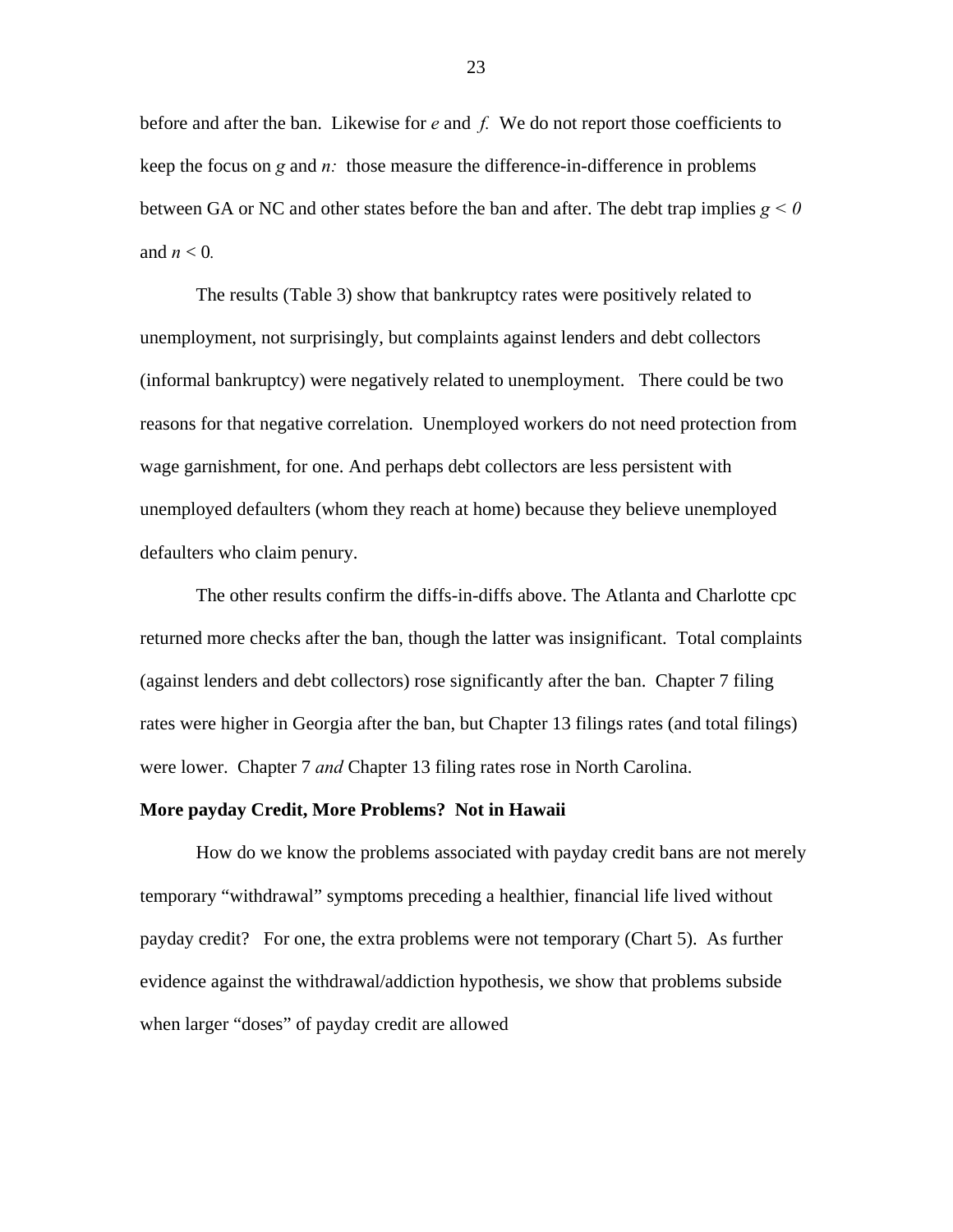before and after the ban. Likewise for *e* and *f.* We do not report those coefficients to keep the focus on *g* and *n:* those measure the difference-in-difference in problems between GA or NC and other states before the ban and after. The debt trap implies $g < 0$ and $n < 0$.

The results (Table 3) show that bankruptcy rates were positively related to unemployment, not surprisingly, but complaints against lenders and debt collectors (informal bankruptcy) were negatively related to unemployment. There could be two reasons for that negative correlation. Unemployed workers do not need protection from wage garnishment, for one. And perhaps debt collectors are less persistent with unemployed defaulters (whom they reach at home) because they believe unemployed defaulters who claim penury.

The other results confirm the diffs-in-diffs above. The Atlanta and Charlotte cpc returned more checks after the ban, though the latter was insignificant. Total complaints (against lenders and debt collectors) rose significantly after the ban. Chapter 7 filing rates were higher in Georgia after the ban, but Chapter 13 filings rates (and total filings) were lower. Chapter 7 *and* Chapter 13 filing rates rose in North Carolina.

**More payday Credit, More Problems? Not in Hawaii**

How do we know the problems associated with payday credit bans are not merely temporary "withdrawal" symptoms preceding a healthier, financial life lived without payday credit? For one, the extra problems were not temporary (Chart 5). As further evidence against the withdrawal/addiction hypothesis, we show that problems subside when larger "doses" of payday credit are allowed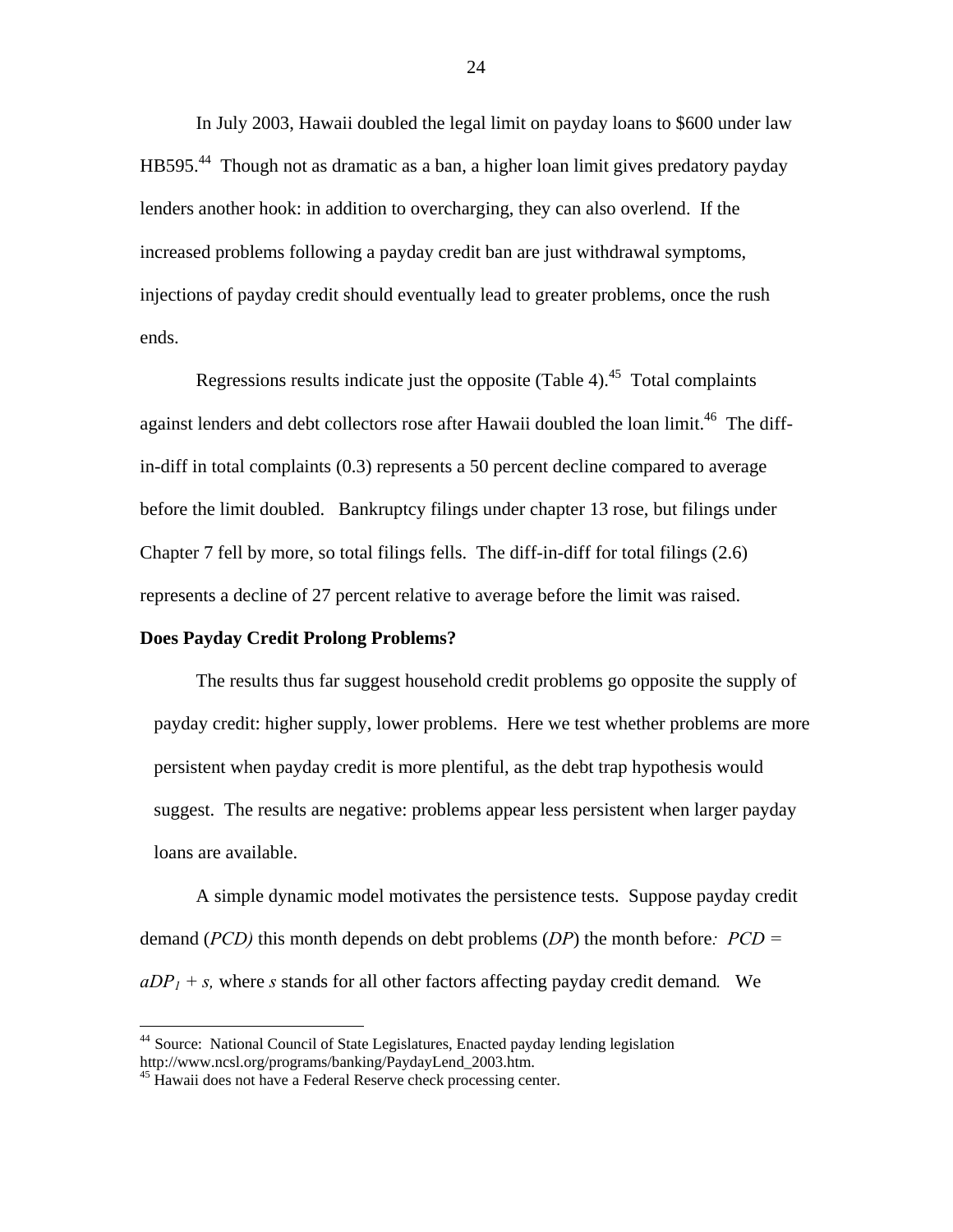In July 2003, Hawaii doubled the legal limit on payday loans to \$600 under law HB595.[44] Though not as dramatic as a ban, a higher loan limit gives predatory payday lenders another hook: in addition to overcharging, they can also overlend. If the increased problems following a payday credit ban are just withdrawal symptoms, injections of payday credit should eventually lead to greater problems, once the rush ends.

Regressions results indicate just the opposite (Table 4).[45] Total complaints against lenders and debt collectors rose after Hawaii doubled the loan limit.[46] The diff-in-diff in total complaints (0.3) represents a 50 percent decline compared to average before the limit doubled. Bankruptcy filings under chapter 13 rose, but filings under Chapter 7 fell by more, so total filings fells. The diff-in-diff for total filings (2.6) represents a decline of 27 percent relative to average before the limit was raised.

**Does Payday Credit Prolong Problems?**

The results thus far suggest household credit problems go opposite the supply of payday credit: higher supply, lower problems. Here we test whether problems are more persistent when payday credit is more plentiful, as the debt trap hypothesis would suggest. The results are negative: problems appear less persistent when larger payday loans are available.

A simple dynamic model motivates the persistence tests. Suppose payday credit demand (*PCD*) this month depends on debt problems (*DP*) the month before: $PCD = aDP_1 + s$, where *s* stands for all other factors affecting payday credit demand. We

---

[44] Source: National Council of State Legislatures, Enacted payday lending legislation http://www.ncsl.org/programs/banking/PaydayLend_2003.htm.

[45] Hawaii does not have a Federal Reserve check processing center.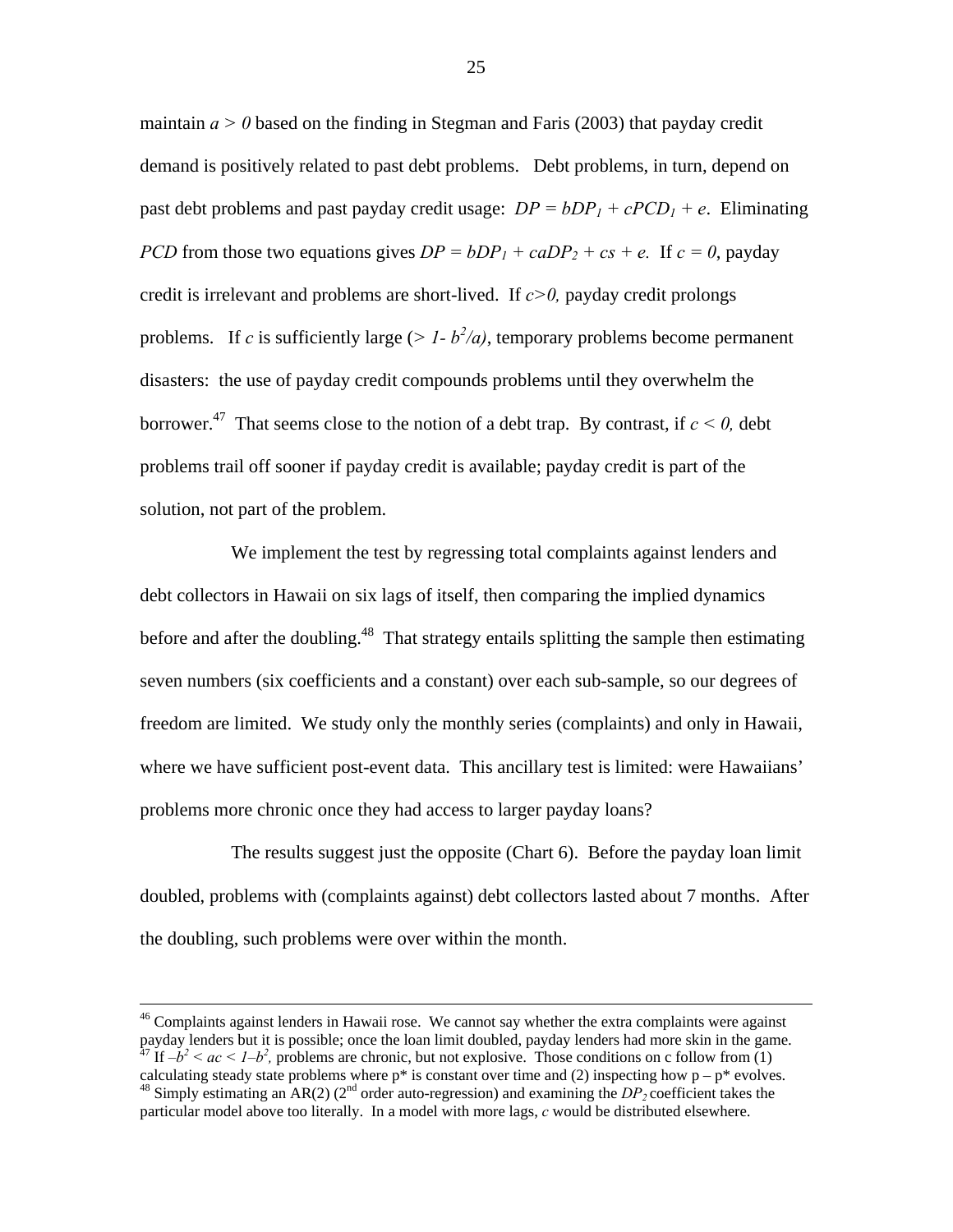maintain $a > 0$ based on the finding in Stegman and Faris (2003) that payday credit demand is positively related to past debt problems. Debt problems, in turn, depend on past debt problems and past payday credit usage: $DP = bDP_1 + cPCD_1 + e$. Eliminating $PCD$ from those two equations gives $DP = bDP_1 + caDP_2 + cs + e$. If $c = 0$, payday credit is irrelevant and problems are short-lived. If $c>0$, payday credit prolongs problems. If $c$ is sufficiently large ($> 1- b^2/a$), temporary problems become permanent disasters: the use of payday credit compounds problems until they overwhelm the borrower.[47] That seems close to the notion of a debt trap. By contrast, if $c < 0$, debt problems trail off sooner if payday credit is available; payday credit is part of the solution, not part of the problem.

We implement the test by regressing total complaints against lenders and debt collectors in Hawaii on six lags of itself, then comparing the implied dynamics before and after the doubling.[48] That strategy entails splitting the sample then estimating seven numbers (six coefficients and a constant) over each sub-sample, so our degrees of freedom are limited. We study only the monthly series (complaints) and only in Hawaii, where we have sufficient post-event data. This ancillary test is limited: were Hawaiians' problems more chronic once they had access to larger payday loans?

The results suggest just the opposite (Chart 6). Before the payday loan limit doubled, problems with (complaints against) debt collectors lasted about 7 months. After the doubling, such problems were over within the month.

---

[46] Complaints against lenders in Hawaii rose. We cannot say whether the extra complaints were against payday lenders but it is possible; once the loan limit doubled, payday lenders had more skin in the game.

[47] If $-b^2 < ac < 1-b^2$, problems are chronic, but not explosive. Those conditions on c follow from (1) calculating steady state problems where $p^*$ is constant over time and (2) inspecting how $p - p^*$ evolves.

[48] Simply estimating an AR(2) (2nd order auto-regression) and examining the $DP_2$ coefficient takes the particular model above too literally. In a model with more lags, $c$ would be distributed elsewhere.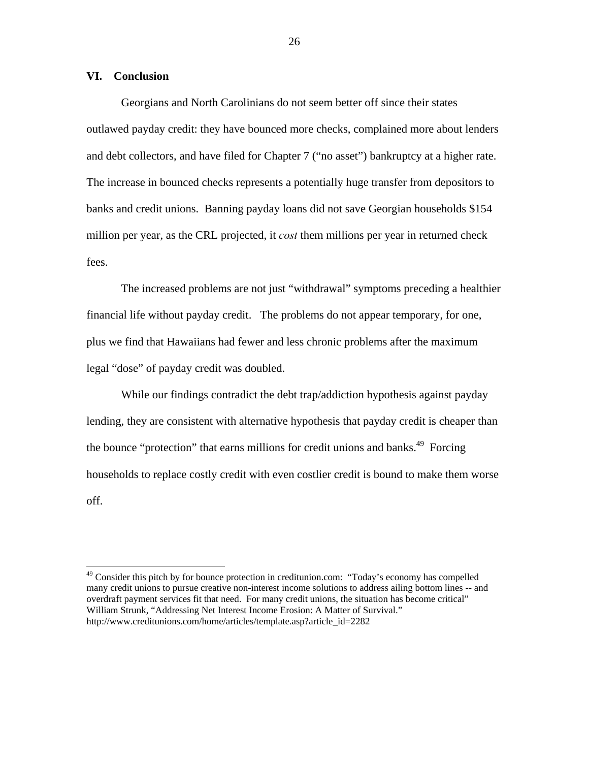## VI. Conclusion

Georgians and North Carolinians do not seem better off since their states outlawed payday credit: they have bounced more checks, complained more about lenders and debt collectors, and have filed for Chapter 7 ("no asset") bankruptcy at a higher rate. The increase in bounced checks represents a potentially huge transfer from depositors to banks and credit unions. Banning payday loans did not save Georgian households $154 million per year, as the CRL projected, it *cost* them millions per year in returned check fees.

The increased problems are not just "withdrawal" symptoms preceding a healthier financial life without payday credit. The problems do not appear temporary, for one, plus we find that Hawaiians had fewer and less chronic problems after the maximum legal "dose" of payday credit was doubled.

While our findings contradict the debt trap/addiction hypothesis against payday lending, they are consistent with alternative hypothesis that payday credit is cheaper than the bounce "protection" that earns millions for credit unions and banks.[49] Forcing households to replace costly credit with even costlier credit is bound to make them worse off.

---

[49] Consider this pitch by for bounce protection in creditunion.com: "Today's economy has compelled many credit unions to pursue creative non-interest income solutions to address ailing bottom lines -- and overdraft payment services fit that need. For many credit unions, the situation has become critical" William Strunk, "Addressing Net Interest Income Erosion: A Matter of Survival." http://www.creditunions.com/home/articles/template.asp?article_id=2282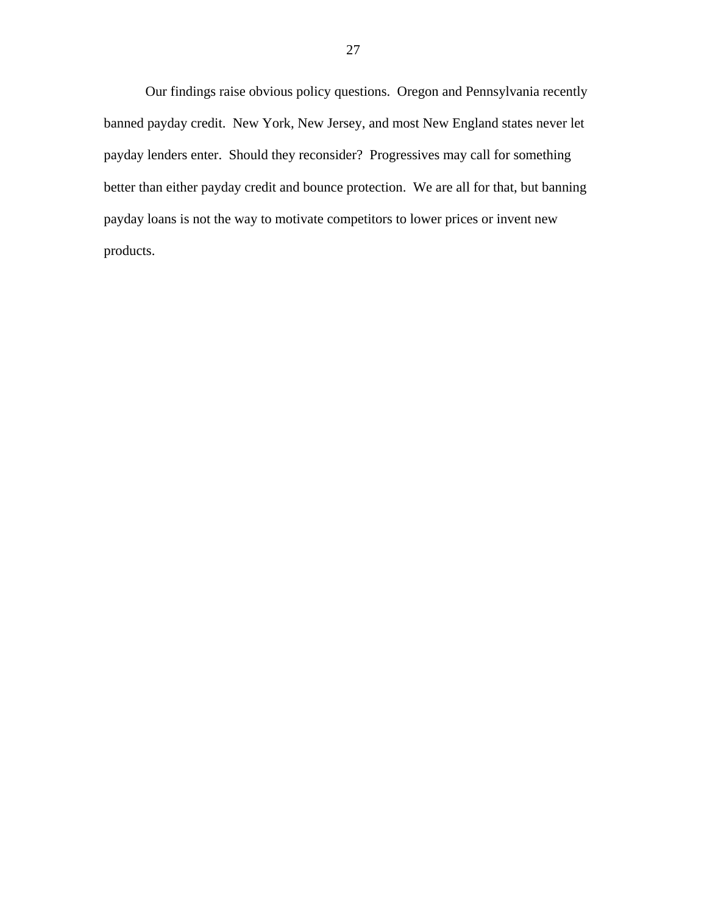Our findings raise obvious policy questions. Oregon and Pennsylvania recently banned payday credit. New York, New Jersey, and most New England states never let payday lenders enter. Should they reconsider? Progressives may call for something better than either payday credit and bounce protection. We are all for that, but banning payday loans is not the way to motivate competitors to lower prices or invent new products.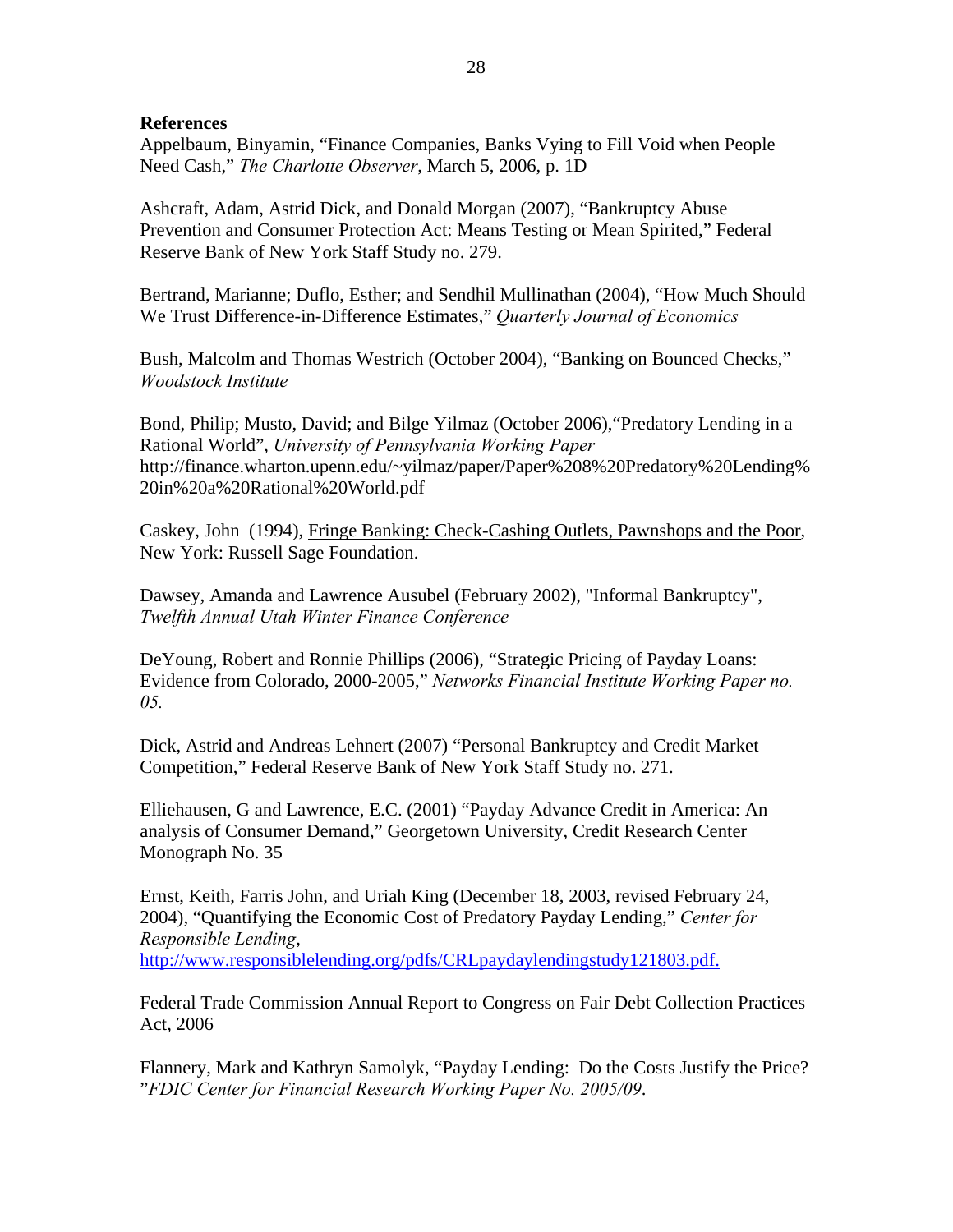**References**

Appelbaum, Binyamin, "Finance Companies, Banks Vying to Fill Void when People Need Cash," *The Charlotte Observer*, March 5, 2006, p. 1D

Ashcraft, Adam, Astrid Dick, and Donald Morgan (2007), "Bankruptcy Abuse Prevention and Consumer Protection Act: Means Testing or Mean Spirited," Federal Reserve Bank of New York Staff Study no. 279.

Bertrand, Marianne; Duflo, Esther; and Sendhil Mullinathan (2004), "How Much Should We Trust Difference-in-Difference Estimates," *Quarterly Journal of Economics*

Bush, Malcolm and Thomas Westrich (October 2004), "Banking on Bounced Checks," *Woodstock Institute*

Bond, Philip; Musto, David; and Bilge Yilmaz (October 2006),"Predatory Lending in a Rational World", *University of Pennsylvania Working Paper* http://finance.wharton.upenn.edu/~yilmaz/paper/Paper%208%20Predatory%20Lending%20in%20a%20Rational%20World.pdf

Caskey, John (1994), <u>Fringe Banking: Check-Cashing Outlets, Pawnshops and the Poor</u>, New York: Russell Sage Foundation.

Dawsey, Amanda and Lawrence Ausubel (February 2002), "Informal Bankruptcy", *Twelfth Annual Utah Winter Finance Conference*

DeYoung, Robert and Ronnie Phillips (2006), "Strategic Pricing of Payday Loans: Evidence from Colorado, 2000-2005," *Networks Financial Institute Working Paper no. 05.*

Dick, Astrid and Andreas Lehnert (2007) "Personal Bankruptcy and Credit Market Competition," Federal Reserve Bank of New York Staff Study no. 271.

Elliehausen, G and Lawrence, E.C. (2001) "Payday Advance Credit in America: An analysis of Consumer Demand," Georgetown University, Credit Research Center Monograph No. 35

Ernst, Keith, Farris John, and Uriah King (December 18, 2003, revised February 24, 2004), "Quantifying the Economic Cost of Predatory Payday Lending," *Center for Responsible Lending*, http://www.responsiblelending.org/pdfs/CRLpaydaylendingstudy121803.pdf.

Federal Trade Commission Annual Report to Congress on Fair Debt Collection Practices Act, 2006

Flannery, Mark and Kathryn Samolyk, "Payday Lending: Do the Costs Justify the Price?"*FDIC Center for Financial Research Working Paper No. 2005/09*.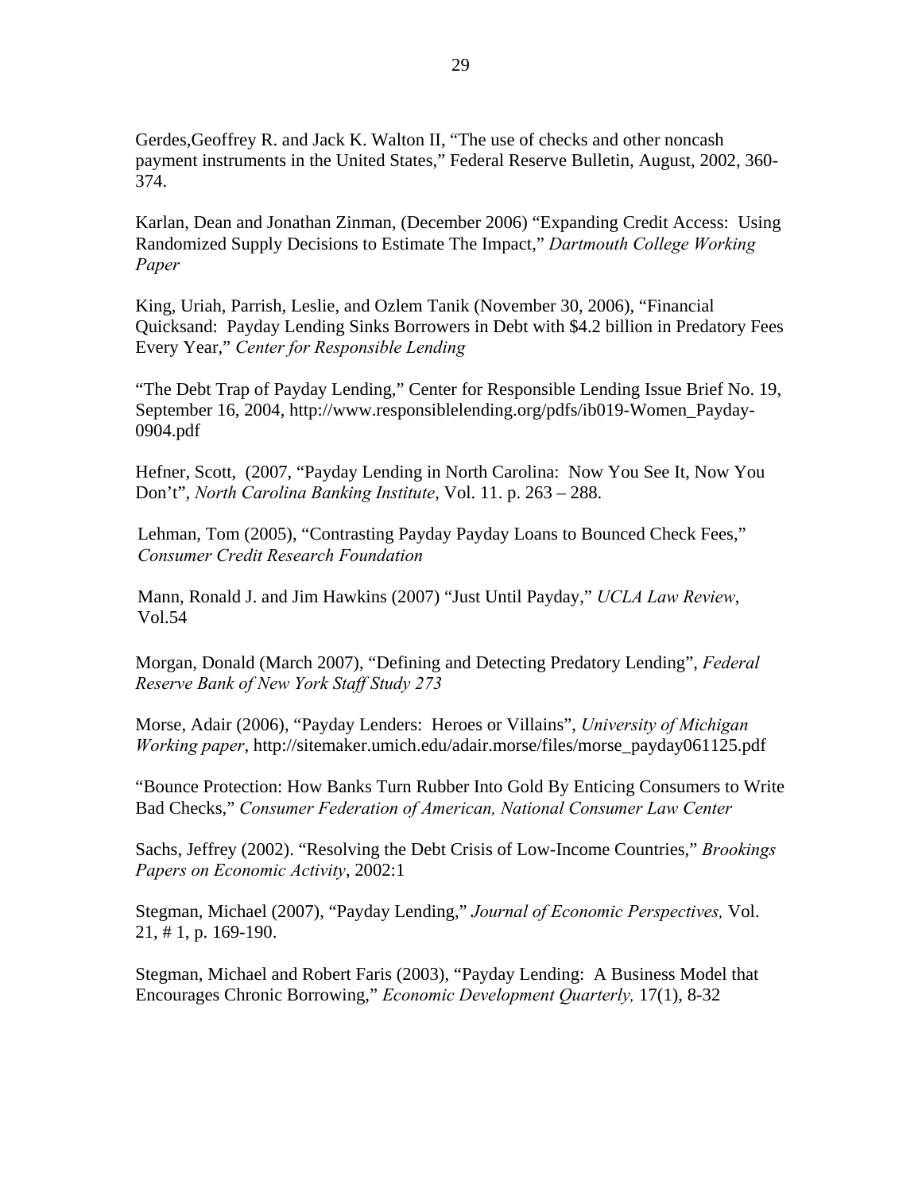Gerdes,Geoffrey R. and Jack K. Walton II, "The use of checks and other noncash payment instruments in the United States," Federal Reserve Bulletin, August, 2002, 360-374.

Karlan, Dean and Jonathan Zinman, (December 2006) "Expanding Credit Access: Using Randomized Supply Decisions to Estimate The Impact," *Dartmouth College Working Paper*

King, Uriah, Parrish, Leslie, and Ozlem Tanik (November 30, 2006), "Financial Quicksand: Payday Lending Sinks Borrowers in Debt with $4.2 billion in Predatory Fees Every Year," *Center for Responsible Lending*

"The Debt Trap of Payday Lending," Center for Responsible Lending Issue Brief No. 19, September 16, 2004, http://www.responsiblelending.org/pdfs/ib019-Women_Payday-0904.pdf

Hefner, Scott, (2007, "Payday Lending in North Carolina: Now You See It, Now You Don't", *North Carolina Banking Institute*, Vol. 11. p. 263 – 288.

Lehman, Tom (2005), "Contrasting Payday Payday Loans to Bounced Check Fees," *Consumer Credit Research Foundation*

Mann, Ronald J. and Jim Hawkins (2007) "Just Until Payday," *UCLA Law Review*, Vol.54

Morgan, Donald (March 2007), "Defining and Detecting Predatory Lending", *Federal Reserve Bank of New York Staff Study 273*

Morse, Adair (2006), "Payday Lenders: Heroes or Villains", *University of Michigan Working paper*, http://sitemaker.umich.edu/adair.morse/files/morse_payday061125.pdf

"Bounce Protection: How Banks Turn Rubber Into Gold By Enticing Consumers to Write Bad Checks," *Consumer Federation of American, National Consumer Law Center*

Sachs, Jeffrey (2002). "Resolving the Debt Crisis of Low-Income Countries," *Brookings Papers on Economic Activity*, 2002:1

Stegman, Michael (2007), "Payday Lending," *Journal of Economic Perspectives,* Vol. 21, # 1, p. 169-190.

Stegman, Michael and Robert Faris (2003), "Payday Lending: A Business Model that Encourages Chronic Borrowing," *Economic Development Quarterly,* 17(1), 8-32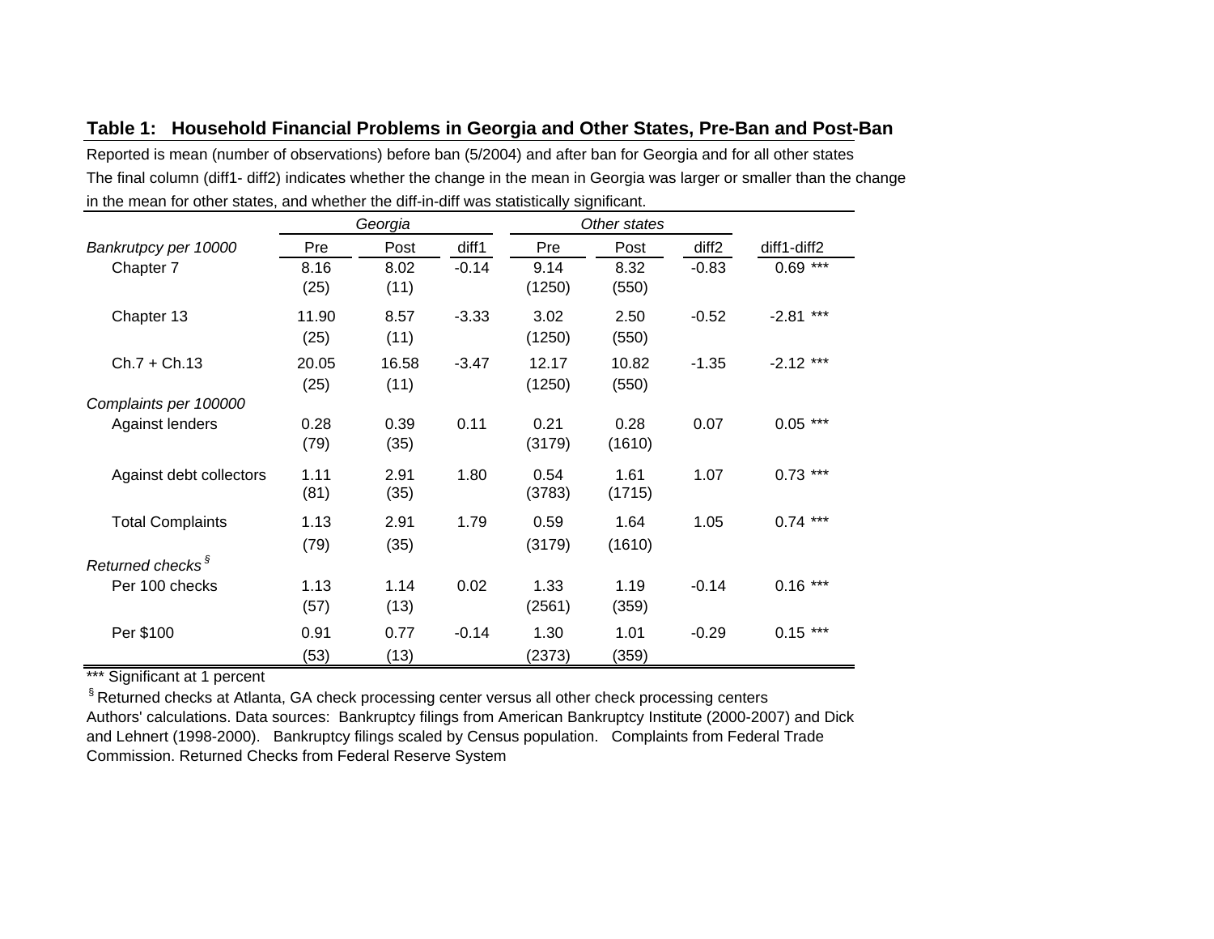**Table 1: Household Financial Problems in Georgia and Other States, Pre-Ban and Post-Ban**

Reported is mean (number of observations) before ban (5/2004) and after ban for Georgia and for all other states
The final column (diff1- diff2) indicates whether the change in the mean in Georgia was larger or smaller than the change in the mean for other states, and whether the diff-in-diff was statistically significant.

| | *Georgia* | | | *Other states* | | | |
|---|---|---|---|---|---|---|---|
| *Bankrutpcy per 10000* | Pre | Post | diff1 | Pre | Post | diff2 | diff1-diff2 |
| Chapter 7 | 8.16 | 8.02 | -0.14 | 9.14 | 8.32 | -0.83 | 0.69 *** |
| | (25) | (11) | | (1250) | (550) | | |
| Chapter 13 | 11.90 | 8.57 | -3.33 | 3.02 | 2.50 | -0.52 | -2.81 *** |
| | (25) | (11) | | (1250) | (550) | | |
| Ch.7 + Ch.13 | 20.05 | 16.58 | -3.47 | 12.17 | 10.82 | -1.35 | -2.12 *** |
| | (25) | (11) | | (1250) | (550) | | |
| *Complaints per 100000* | | | | | | | |
| Against lenders | 0.28 | 0.39 | 0.11 | 0.21 | 0.28 | 0.07 | 0.05 *** |
| | (79) | (35) | | (3179) | (1610) | | |
| Against debt collectors | 1.11 | 2.91 | 1.80 | 0.54 | 1.61 | 1.07 | 0.73 *** |
| | (81) | (35) | | (3783) | (1715) | | |
| Total Complaints | 1.13 | 2.91 | 1.79 | 0.59 | 1.64 | 1.05 | 0.74 *** |
| | (79) | (35) | | (3179) | (1610) | | |
| *Returned checks* § | | | | | | | |
| Per 100 checks | 1.13 | 1.14 | 0.02 | 1.33 | 1.19 | -0.14 | 0.16 *** |
| | (57) | (13) | | (2561) | (359) | | |
| Per $100 | 0.91 | 0.77 | -0.14 | 1.30 | 1.01 | -0.29 | 0.15 *** |
| | (53) | (13) | | (2373) | (359) | | |

*** Significant at 1 percent

§ Returned checks at Atlanta, GA check processing center versus all other check processing centers

Authors' calculations. Data sources: Bankruptcy filings from American Bankruptcy Institute (2000-2007) and Dick and Lehnert (1998-2000). Bankruptcy filings scaled by Census population. Complaints from Federal Trade Commission. Returned Checks from Federal Reserve System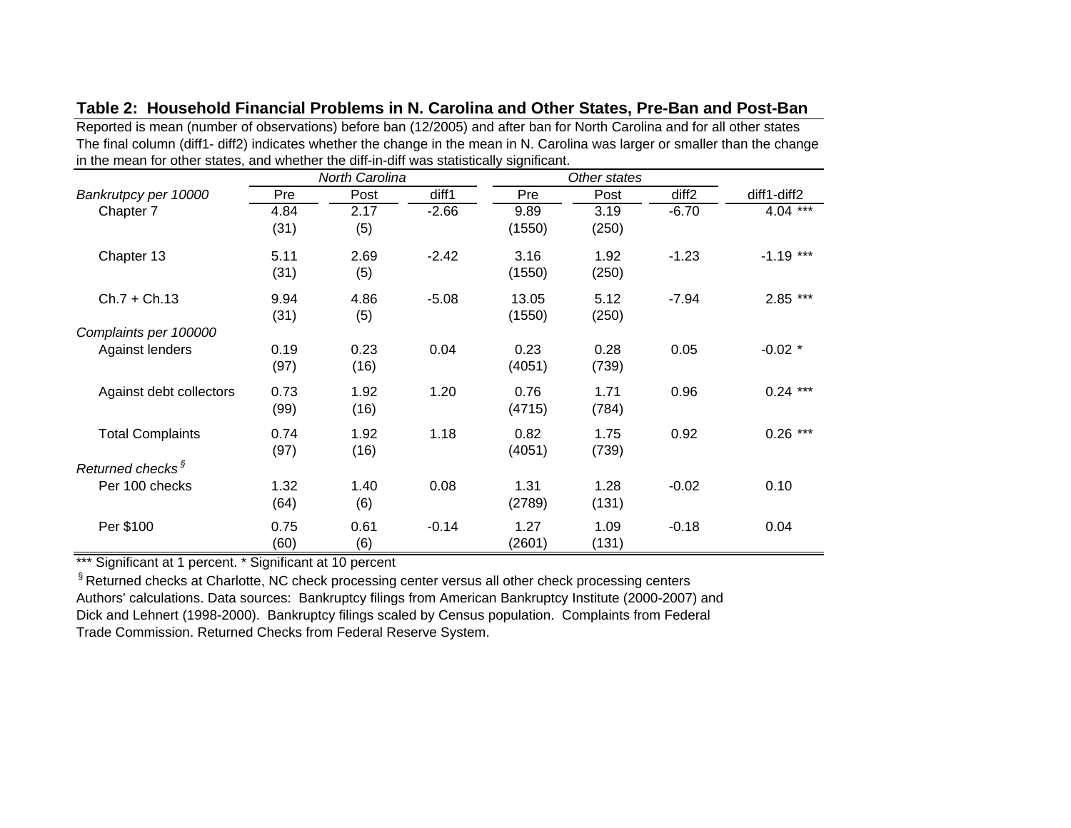**Table 2: Household Financial Problems in N. Carolina and Other States, Pre-Ban and Post-Ban**

Reported is mean (number of observations) before ban (12/2005) and after ban for North Carolina and for all other states
The final column (diff1- diff2) indicates whether the change in the mean in N. Carolina was larger or smaller than the change in the mean for other states, and whether the diff-in-diff was statistically significant.

| | *North Carolina* | | | *Other states* | | | |
|---|---|---|---|---|---|---|---|
| *Bankrutpcy per 10000* | Pre | Post | diff1 | Pre | Post | diff2 | diff1-diff2 |
| Chapter 7 | 4.84 | 2.17 | -2.66 | 9.89 | 3.19 | -6.70 | 4.04 *** |
| | (31) | (5) | | (1550) | (250) | | |
| Chapter 13 | 5.11 | 2.69 | -2.42 | 3.16 | 1.92 | -1.23 | -1.19 *** |
| | (31) | (5) | | (1550) | (250) | | |
| Ch.7 + Ch.13 | 9.94 | 4.86 | -5.08 | 13.05 | 5.12 | -7.94 | 2.85 *** |
| | (31) | (5) | | (1550) | (250) | | |
| *Complaints per 100000* | | | | | | | |
| Against lenders | 0.19 | 0.23 | 0.04 | 0.23 | 0.28 | 0.05 | -0.02 * |
| | (97) | (16) | | (4051) | (739) | | |
| Against debt collectors | 0.73 | 1.92 | 1.20 | 0.76 | 1.71 | 0.96 | 0.24 *** |
| | (99) | (16) | | (4715) | (784) | | |
| Total Complaints | 0.74 | 1.92 | 1.18 | 0.82 | 1.75 | 0.92 | 0.26 *** |
| | (97) | (16) | | (4051) | (739) | | |
| *Returned checks* § | | | | | | | |
| Per 100 checks | 1.32 | 1.40 | 0.08 | 1.31 | 1.28 | -0.02 | 0.10 |
| | (64) | (6) | | (2789) | (131) | | |
| Per $100 | 0.75 | 0.61 | -0.14 | 1.27 | 1.09 | -0.18 | 0.04 |
| | (60) | (6) | | (2601) | (131) | | |

*** Significant at 1 percent. * Significant at 10 percent

§ Returned checks at Charlotte, NC check processing center versus all other check processing centers
Authors' calculations. Data sources: Bankruptcy filings from American Bankruptcy Institute (2000-2007) and Dick and Lehnert (1998-2000). Bankruptcy filings scaled by Census population. Complaints from Federal Trade Commission. Returned Checks from Federal Reserve System.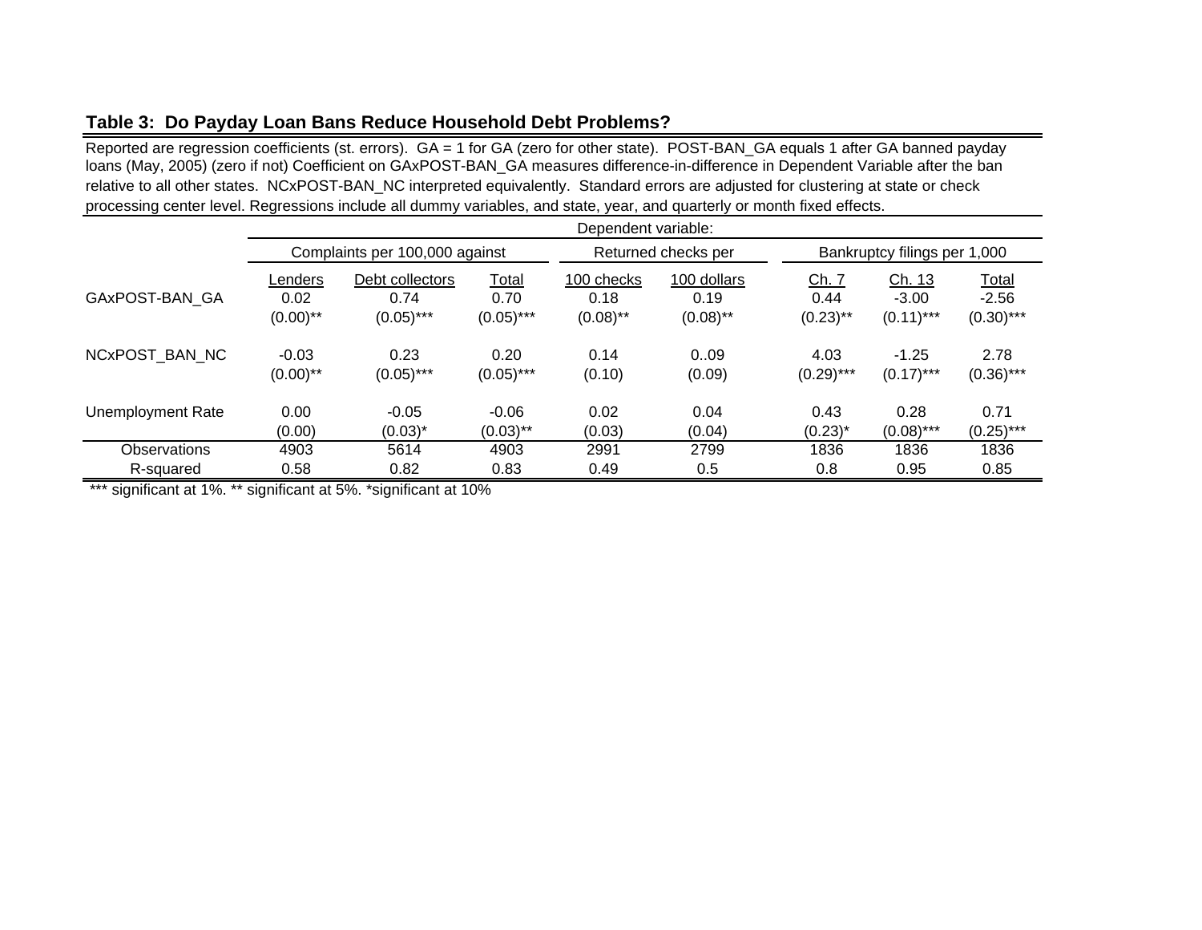**Table 3: Do Payday Loan Bans Reduce Household Debt Problems?**

Reported are regression coefficients (st. errors). GA = 1 for GA (zero for other state). POST-BAN_GA equals 1 after GA banned payday loans (May, 2005) (zero if not) Coefficient on GAxPOST-BAN_GA measures difference-in-difference in Dependent Variable after the ban relative to all other states. NCxPOST-BAN_NC interpreted equivalently. Standard errors are adjusted for clustering at state or check processing center level. Regressions include all dummy variables, and state, year, and quarterly or month fixed effects.

| | Dependent variable: | | | | | | | |
|---|---|---|---|---|---|---|---|---|
| | Complaints per 100,000 against | | | Returned checks per | | Bankruptcy filings per 1,000 | | |
| | Lenders | Debt collectors | Total | 100 checks | 100 dollars | Ch. 7 | Ch. 13 | Total |
| GAxPOST-BAN_GA | 0.02 | 0.74 | 0.70 | 0.18 | 0.19 | 0.44 | -3.00 | -2.56 |
| | (0.00)** | (0.05)*** | (0.05)*** | (0.08)** | (0.08)** | (0.23)** | (0.11)*** | (0.30)*** |
| NCxPOST_BAN_NC | -0.03 | 0.23 | 0.20 | 0.14 | 0..09 | 4.03 | -1.25 | 2.78 |
| | (0.00)** | (0.05)*** | (0.05)*** | (0.10) | (0.09) | (0.29)*** | (0.17)*** | (0.36)*** |
| Unemployment Rate | 0.00 | -0.05 | -0.06 | 0.02 | 0.04 | 0.43 | 0.28 | 0.71 |
| | (0.00) | (0.03)* | (0.03)** | (0.03) | (0.04) | (0.23)* | (0.08)*** | (0.25)*** |
| Observations | 4903 | 5614 | 4903 | 2991 | 2799 | 1836 | 1836 | 1836 |
| R-squared | 0.58 | 0.82 | 0.83 | 0.49 | 0.5 | 0.8 | 0.95 | 0.85 |

*** significant at 1%. ** significant at 5%. *significant at 10%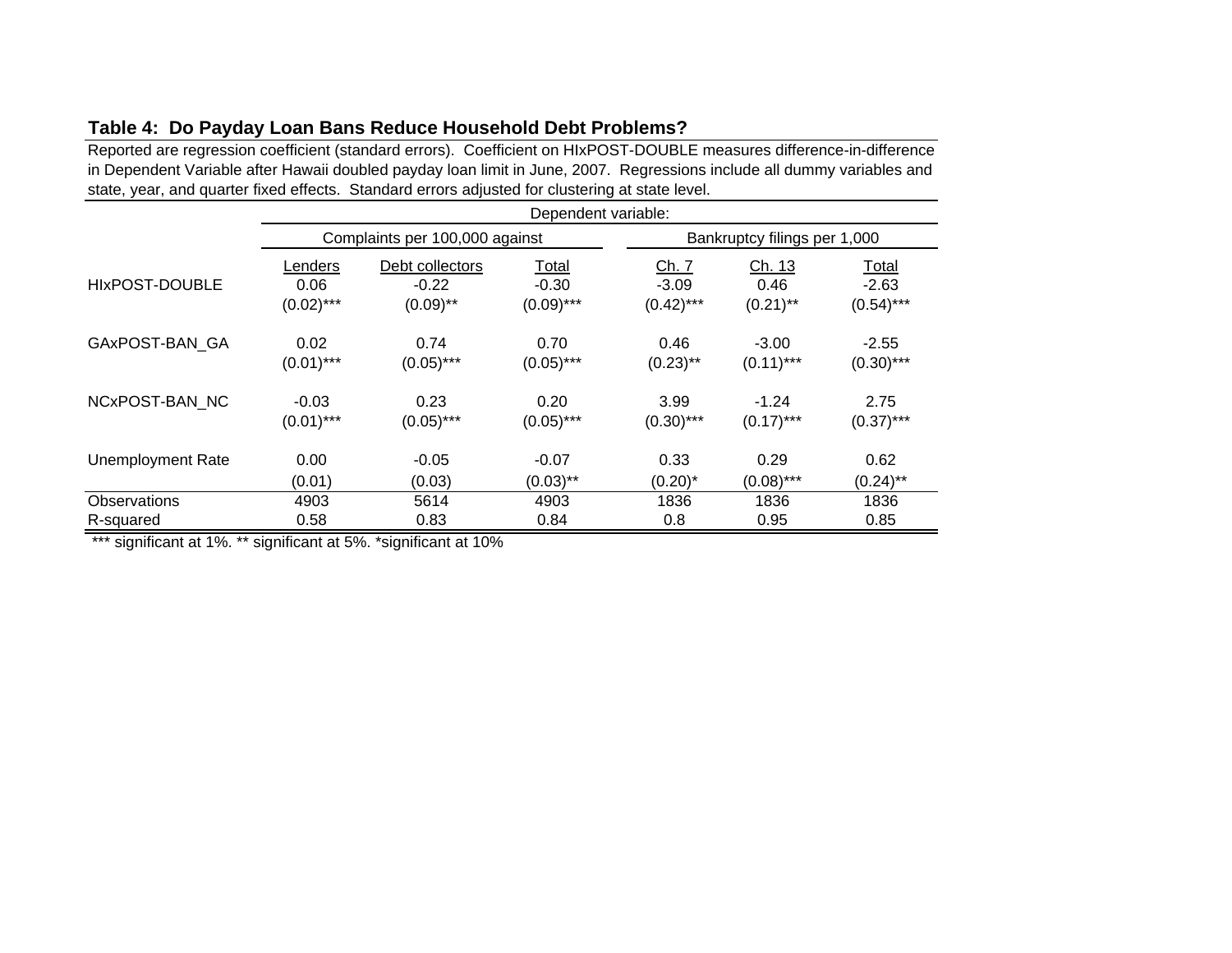**Table 4: Do Payday Loan Bans Reduce Household Debt Problems?**

Reported are regression coefficient (standard errors). Coefficient on HIxPOST-DOUBLE measures difference-in-difference in Dependent Variable after Hawaii doubled payday loan limit in June, 2007. Regressions include all dummy variables and state, year, and quarter fixed effects. Standard errors adjusted for clustering at state level.

| | Dependent variable: | | | | | |
|---|---|---|---|---|---|---|
| | Complaints per 100,000 against | | | Bankruptcy filings per 1,000 | | |
| | Lenders | Debt collectors | Total | Ch. 7 | Ch. 13 | Total |
| HIxPOST-DOUBLE | 0.06 | -0.22 | -0.30 | -3.09 | 0.46 | -2.63 |
| | (0.02)*** | (0.09)** | (0.09)*** | (0.42)*** | (0.21)** | (0.54)*** |
| GAxPOST-BAN_GA | 0.02 | 0.74 | 0.70 | 0.46 | -3.00 | -2.55 |
| | (0.01)*** | (0.05)*** | (0.05)*** | (0.23)** | (0.11)*** | (0.30)*** |
| NCxPOST-BAN_NC | -0.03 | 0.23 | 0.20 | 3.99 | -1.24 | 2.75 |
| | (0.01)*** | (0.05)*** | (0.05)*** | (0.30)*** | (0.17)*** | (0.37)*** |
| Unemployment Rate | 0.00 | -0.05 | -0.07 | 0.33 | 0.29 | 0.62 |
| | (0.01) | (0.03) | (0.03)** | (0.20)* | (0.08)*** | (0.24)** |
| Observations | 4903 | 5614 | 4903 | 1836 | 1836 | 1836 |
| R-squared | 0.58 | 0.83 | 0.84 | 0.8 | 0.95 | 0.85 |

*** significant at 1%. ** significant at 5%. *significant at 10%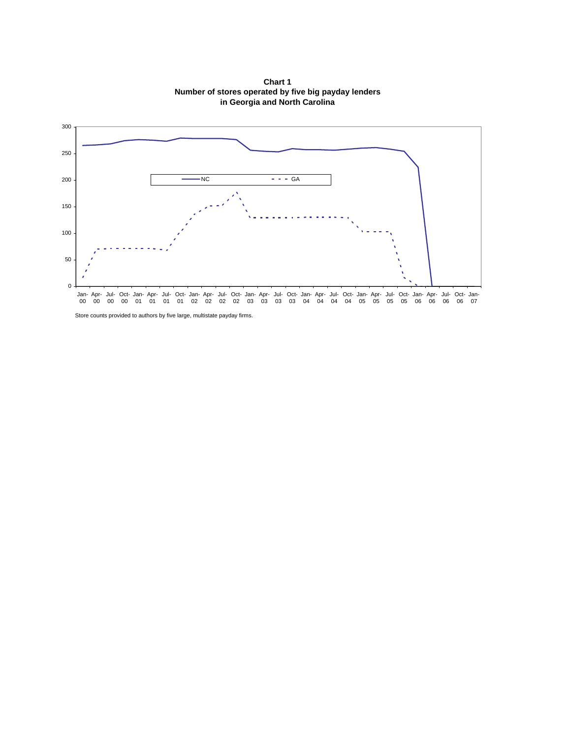**Chart 1**
**Number of stores operated by five big payday lenders in Georgia and North Carolina**

Store counts provided to authors by five large, multistate payday firms.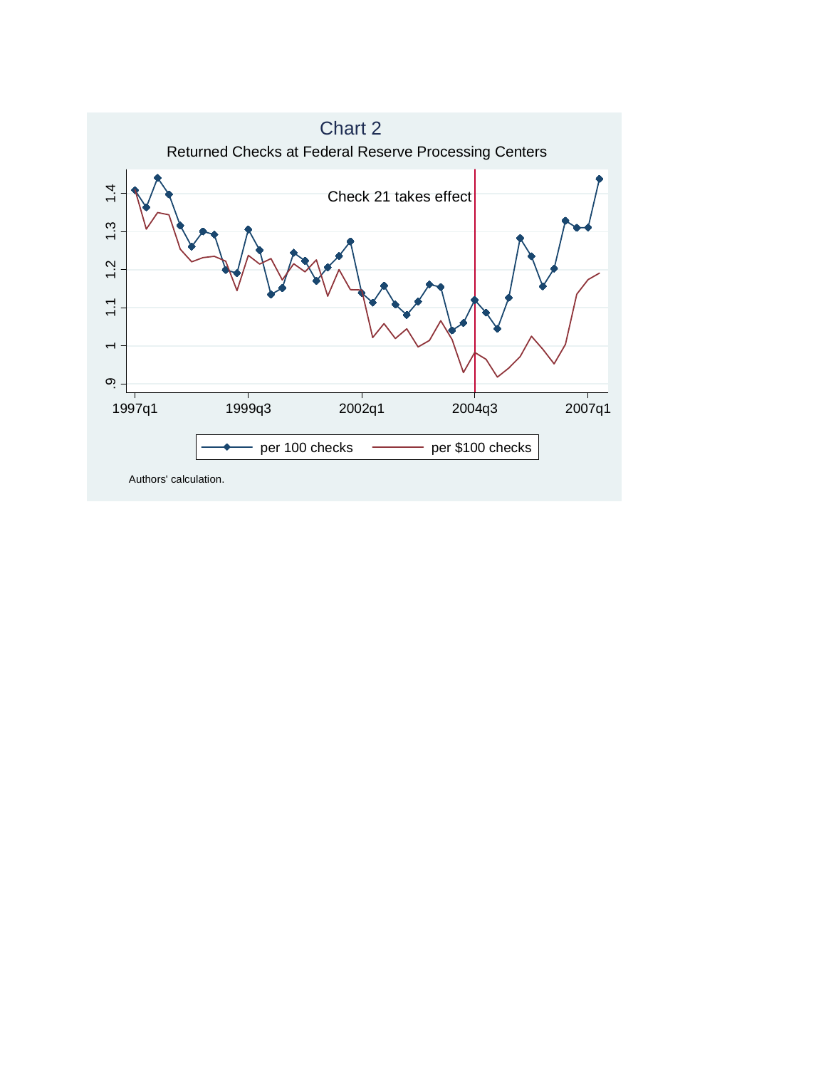# Chart 2

Returned Checks at Federal Reserve Processing Centers

Authors' calculation.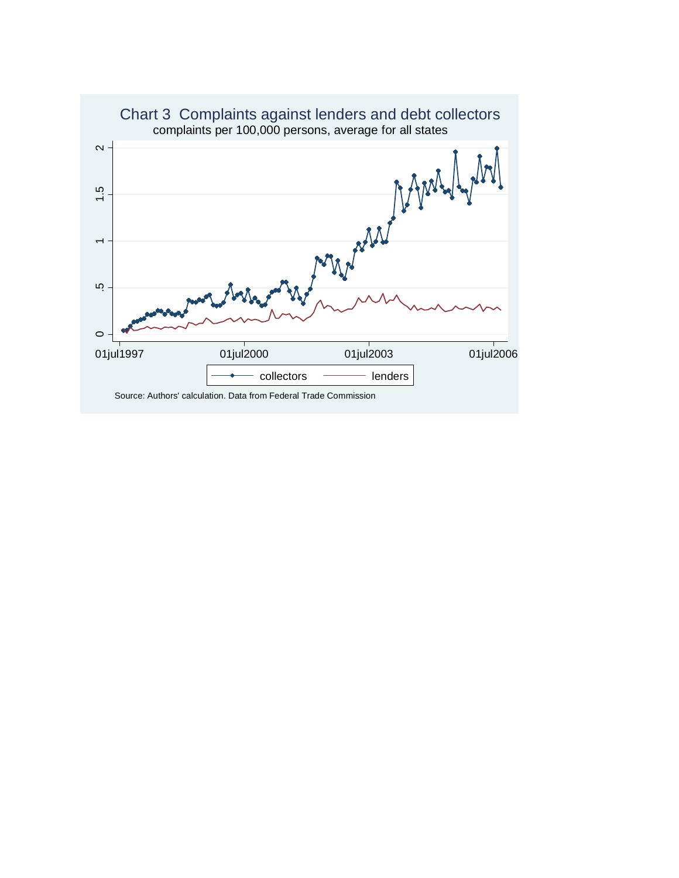Chart 3 Complaints against lenders and debt collectors

complaints per 100,000 persons, average for all states

Source: Authors' calculation. Data from Federal Trade Commission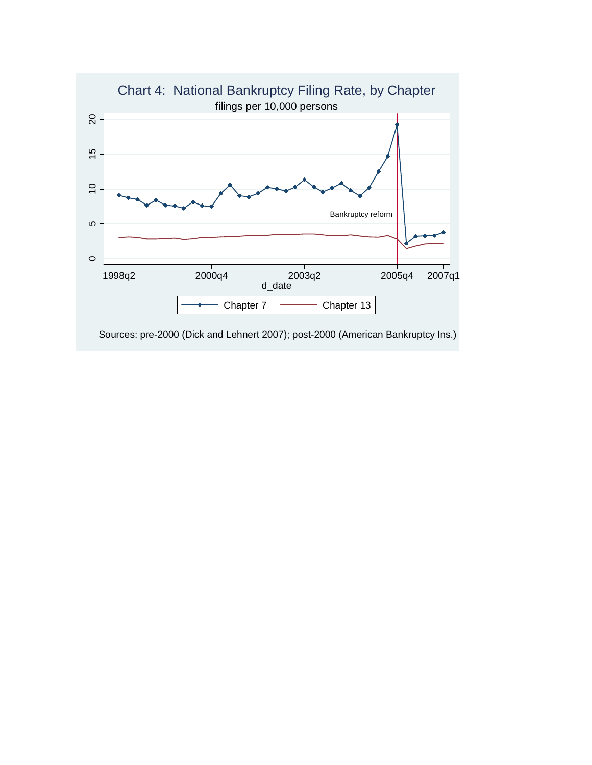Chart 4: National Bankruptcy Filing Rate, by Chapter

filings per 10,000 persons

Sources: pre-2000 (Dick and Lehnert 2007); post-2000 (American Bankruptcy Ins.)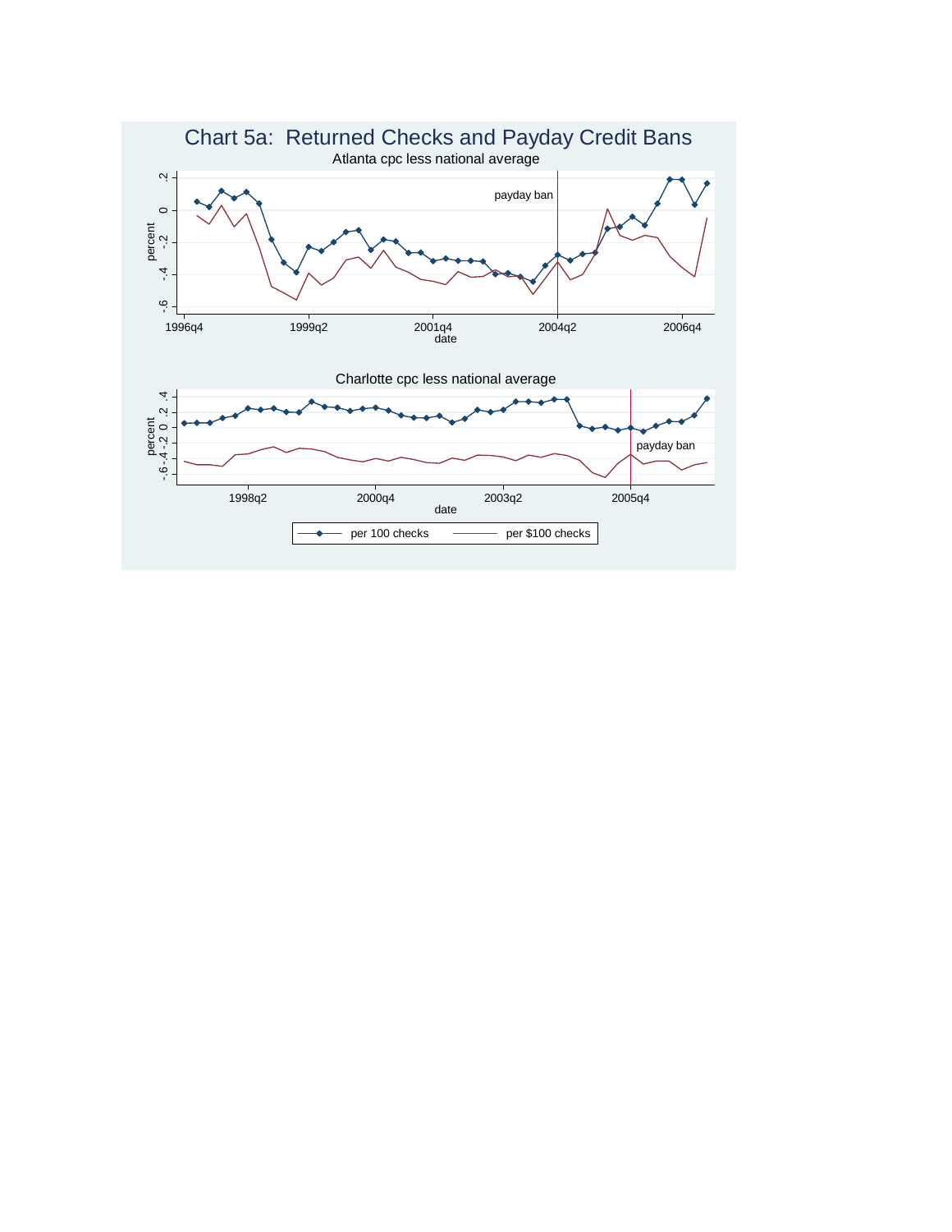# Chart 5a: Returned Checks and Payday Credit Bans

Atlanta cpc less national average

payday ban

percent

date

Charlotte cpc less national average

payday ban

percent

date

per 100 checks — per $100 checks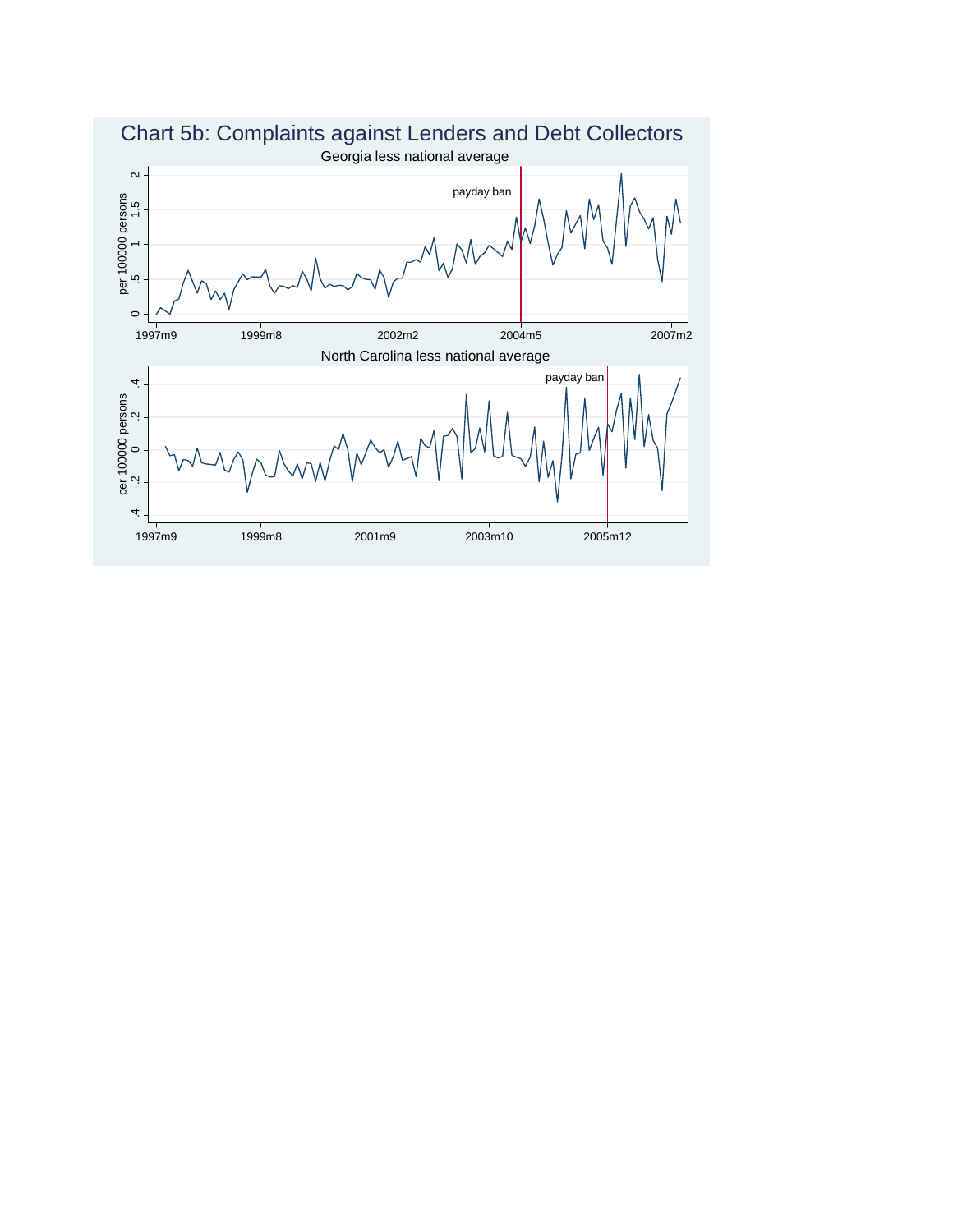# Chart 5b: Complaints against Lenders and Debt Collectors

Georgia less national average

per 100000 persons

payday ban

1997m9 1999m8 2002m2 2004m5 2007m2

North Carolina less national average

per 100000 persons

payday ban

1997m9 1999m8 2001m9 2003m10 2005m12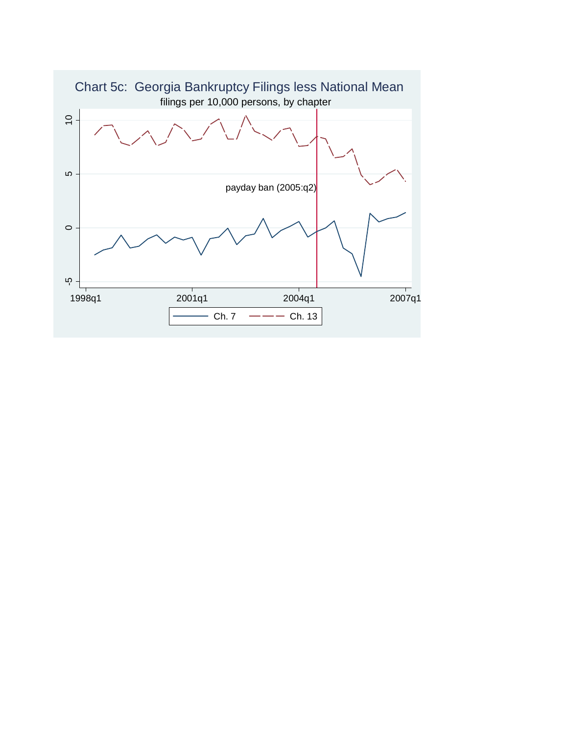Chart 5c: Georgia Bankruptcy Filings less National Mean

filings per 10,000 persons, by chapter

payday ban (2005:q2)

1998q1 2001q1 2004q1 2007q1

-5 0 5 10

Ch. 7 Ch. 13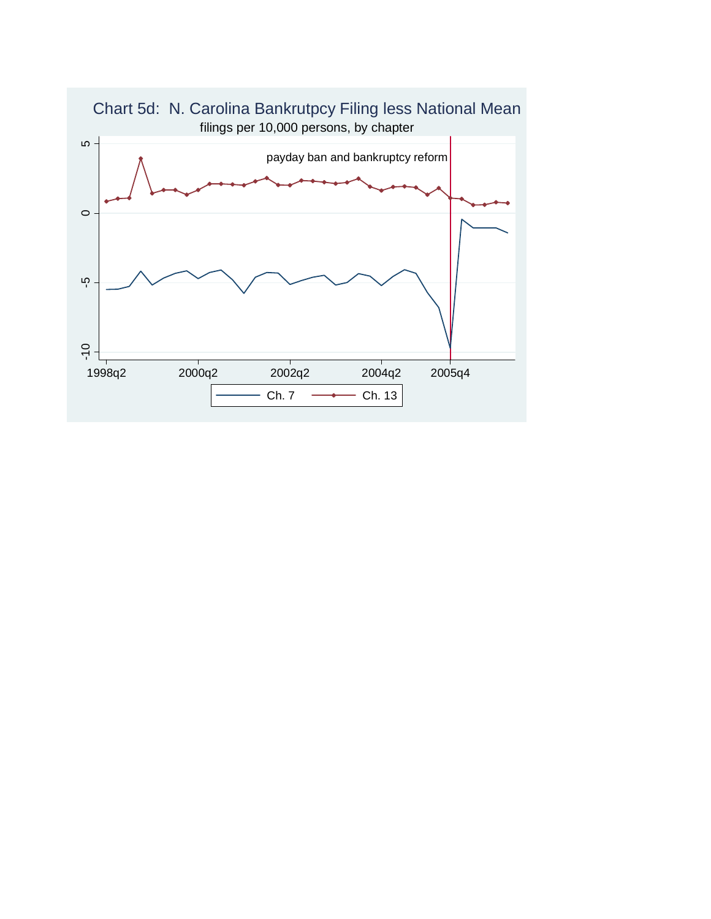Chart 5d: N. Carolina Bankrutpcy Filing less National Mean

filings per 10,000 persons, by chapter

payday ban and bankruptcy reform

5

0

-5

-10

1998q2 2000q2 2002q2 2004q2 2005q4

Ch. 7 Ch. 13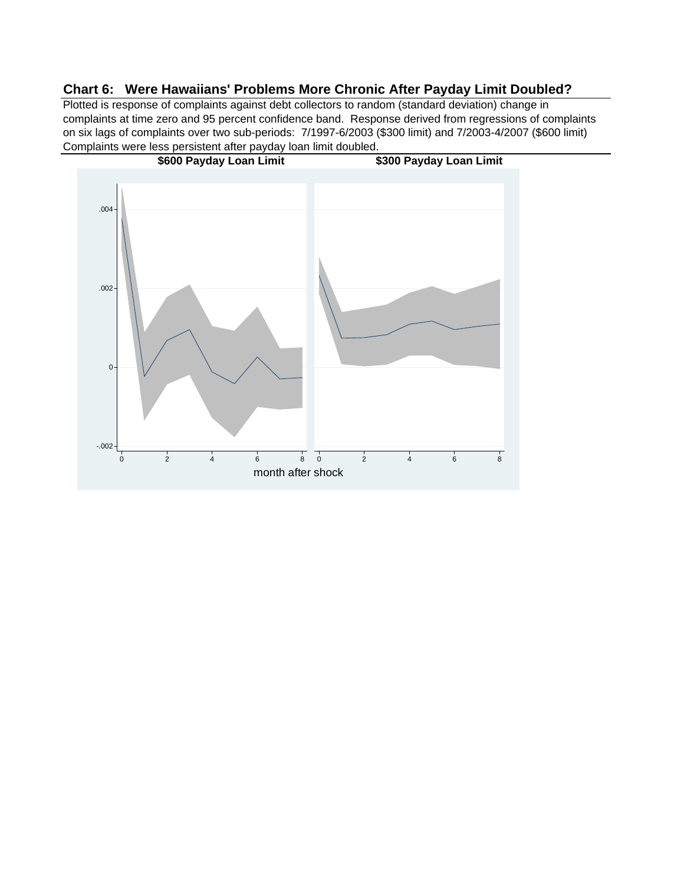**Chart 6: Were Hawaiians' Problems More Chronic After Payday Limit Doubled?**

Plotted is response of complaints against debt collectors to random (standard deviation) change in complaints at time zero and 95 percent confidence band. Response derived from regressions of complaints on six lags of complaints over two sub-periods: 7/1997-6/2003 ($300 limit) and 7/2003-4/2007 ($600 limit) Complaints were less persistent after payday loan limit doubled.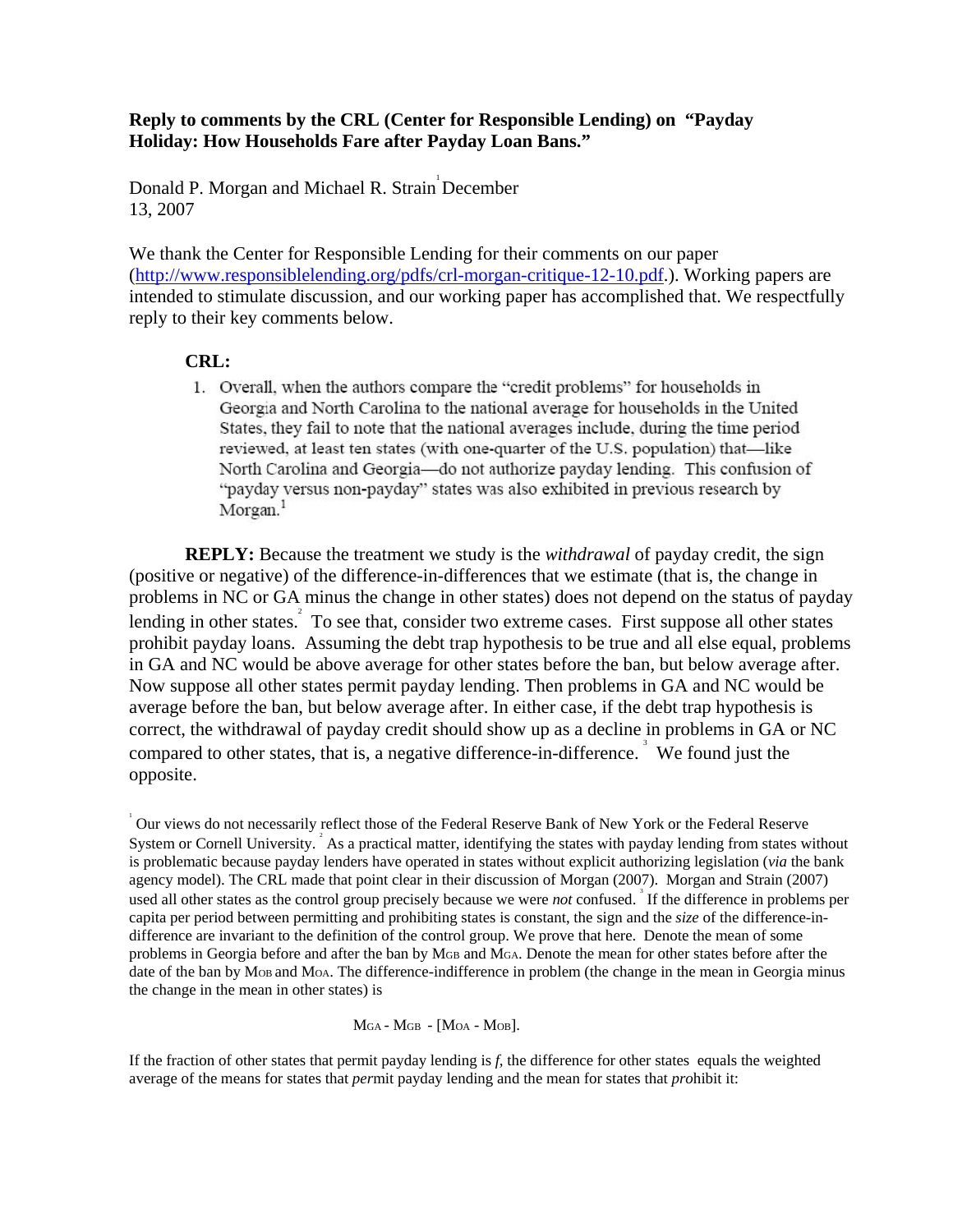**Reply to comments by the CRL (Center for Responsible Lending) on "Payday Holiday: How Households Fare after Payday Loan Bans."**

Donald P. Morgan and Michael R. Strain[1] December 13, 2007

We thank the Center for Responsible Lending for their comments on our paper (http://www.responsiblelending.org/pdfs/crl-morgan-critique-12-10.pdf.). Working papers are intended to stimulate discussion, and our working paper has accomplished that. We respectfully reply to their key comments below.

**CRL:**

1. Overall, when the authors compare the "credit problems" for households in Georgia and North Carolina to the national average for households in the United States, they fail to note that the national averages include, during the time period reviewed, at least ten states (with one-quarter of the U.S. population) that—like North Carolina and Georgia—do not authorize payday lending. This confusion of "payday versus non-payday" states was also exhibited in previous research by Morgan.[1]

**REPLY:** Because the treatment we study is the *withdrawal* of payday credit, the sign (positive or negative) of the difference-in-differences that we estimate (that is, the change in problems in NC or GA minus the change in other states) does not depend on the status of payday lending in other states.[2] To see that, consider two extreme cases. First suppose all other states prohibit payday loans. Assuming the debt trap hypothesis to be true and all else equal, problems in GA and NC would be above average for other states before the ban, but below average after. Now suppose all other states permit payday lending. Then problems in GA and NC would be average before the ban, but below average after. In either case, if the debt trap hypothesis is correct, the withdrawal of payday credit should show up as a decline in problems in GA or NC compared to other states, that is, a negative difference-in-difference.[3] We found just the opposite.

[1] Our views do not necessarily reflect those of the Federal Reserve Bank of New York or the Federal Reserve System or Cornell University. [2] As a practical matter, identifying the states with payday lending from states without is problematic because payday lenders have operated in states without explicit authorizing legislation (*via* the bank agency model). The CRL made that point clear in their discussion of Morgan (2007). Morgan and Strain (2007) used all other states as the control group precisely because we were *not* confused. [3] If the difference in problems per capita per period between permitting and prohibiting states is constant, the sign and the *size* of the difference-in-difference are invariant to the definition of the control group. We prove that here. Denote the mean of some problems in Georgia before and after the ban by $M_{GB}$ and $M_{GA}$. Denote the mean for other states before after the date of the ban by $M_{OB}$ and $M_{OA}$. The difference-indifference in problem (the change in the mean in Georgia minus the change in the mean in other states) is

$$M_{GA} - M_{GB} - [M_{OA} - M_{OB}].$$

If the fraction of other states that permit payday lending is *f*, the difference for other states equals the weighted average of the means for states that *per*mit payday lending and the mean for states that *pro*hibit it: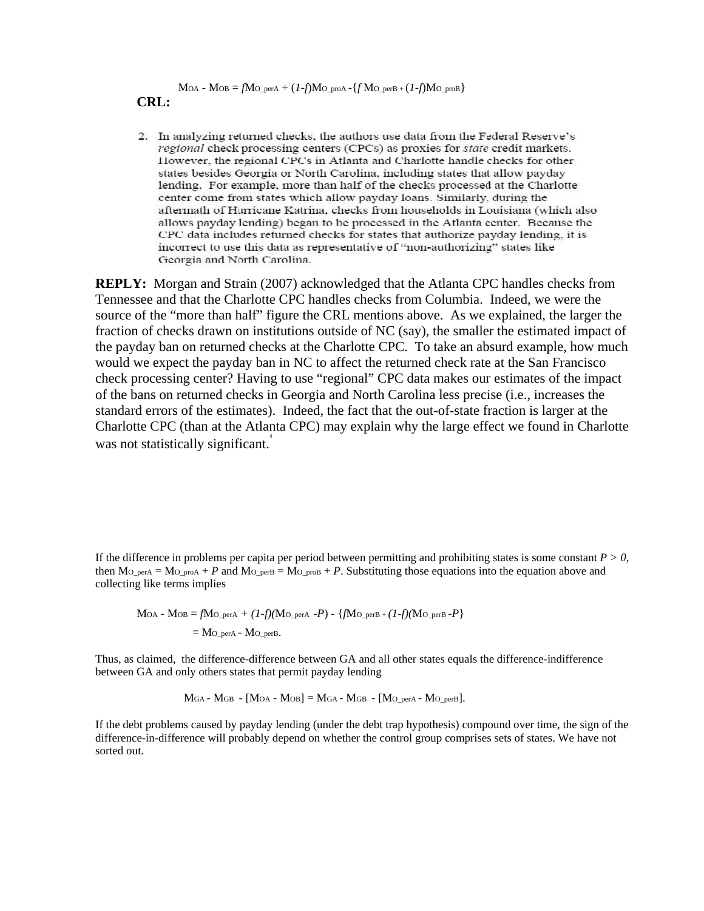$$M_{OA} - M_{OB} = fM_{O\_perA} + (1-f)M_{O\_proA} - \{f\, M_{O\_perB} + (1-f)M_{O\_proB}\}$$

**CRL:**

2. In analyzing returned checks, the authors use data from the Federal Reserve's *regional* check processing centers (CPCs) as proxies for *state* credit markets. However, the regional CPC's in Atlanta and Charlotte handle checks for other states besides Georgia or North Carolina, including states that allow payday lending. For example, more than half of the checks processed at the Charlotte center come from states which allow payday loans. Similarly, during the aftermath of Hurricane Katrina, checks from households in Louisiana (which also allows payday lending) began to be processed in the Atlanta center. Because the CPC data includes returned checks for states that authorize payday lending, it is incorrect to use this data as representative of "non-authorizing" states like Georgia and North Carolina.

**REPLY:** Morgan and Strain (2007) acknowledged that the Atlanta CPC handles checks from Tennessee and that the Charlotte CPC handles checks from Columbia. Indeed, we were the source of the "more than half" figure the CRL mentions above. As we explained, the larger the fraction of checks drawn on institutions outside of NC (say), the smaller the estimated impact of the payday ban on returned checks at the Charlotte CPC. To take an absurd example, how much would we expect the payday ban in NC to affect the returned check rate at the San Francisco check processing center? Having to use "regional" CPC data makes our estimates of the impact of the bans on returned checks in Georgia and North Carolina less precise (i.e., increases the standard errors of the estimates). Indeed, the fact that the out-of-state fraction is larger at the Charlotte CPC (than at the Atlanta CPC) may explain why the large effect we found in Charlotte was not statistically significant.[4]

If the difference in problems per capita per period between permitting and prohibiting states is some constant $P > 0$, then $M_{O\_perA} = M_{O\_proA} + P$ and $M_{O\_perB} = M_{O\_proB} + P$. Substituting those equations into the equation above and collecting like terms implies

$$M_{OA} - M_{OB} = fM_{O\_perA} + (1-f)(M_{O\_perA} - P) - \{fM_{O\_perB} + (1-f)(M_{O\_perB} - P\}$$
$$= M_{O\_perA} - M_{O\_perB}.$$

Thus, as claimed, the difference-difference between GA and all other states equals the difference-indifference between GA and only others states that permit payday lending

$$M_{GA} - M_{GB} - [M_{OA} - M_{OB}] = M_{GA} - M_{GB} - [M_{O\_perA} - M_{O\_perB}].$$

If the debt problems caused by payday lending (under the debt trap hypothesis) compound over time, the sign of the difference-in-difference will probably depend on whether the control group comprises sets of states. We have not sorted out.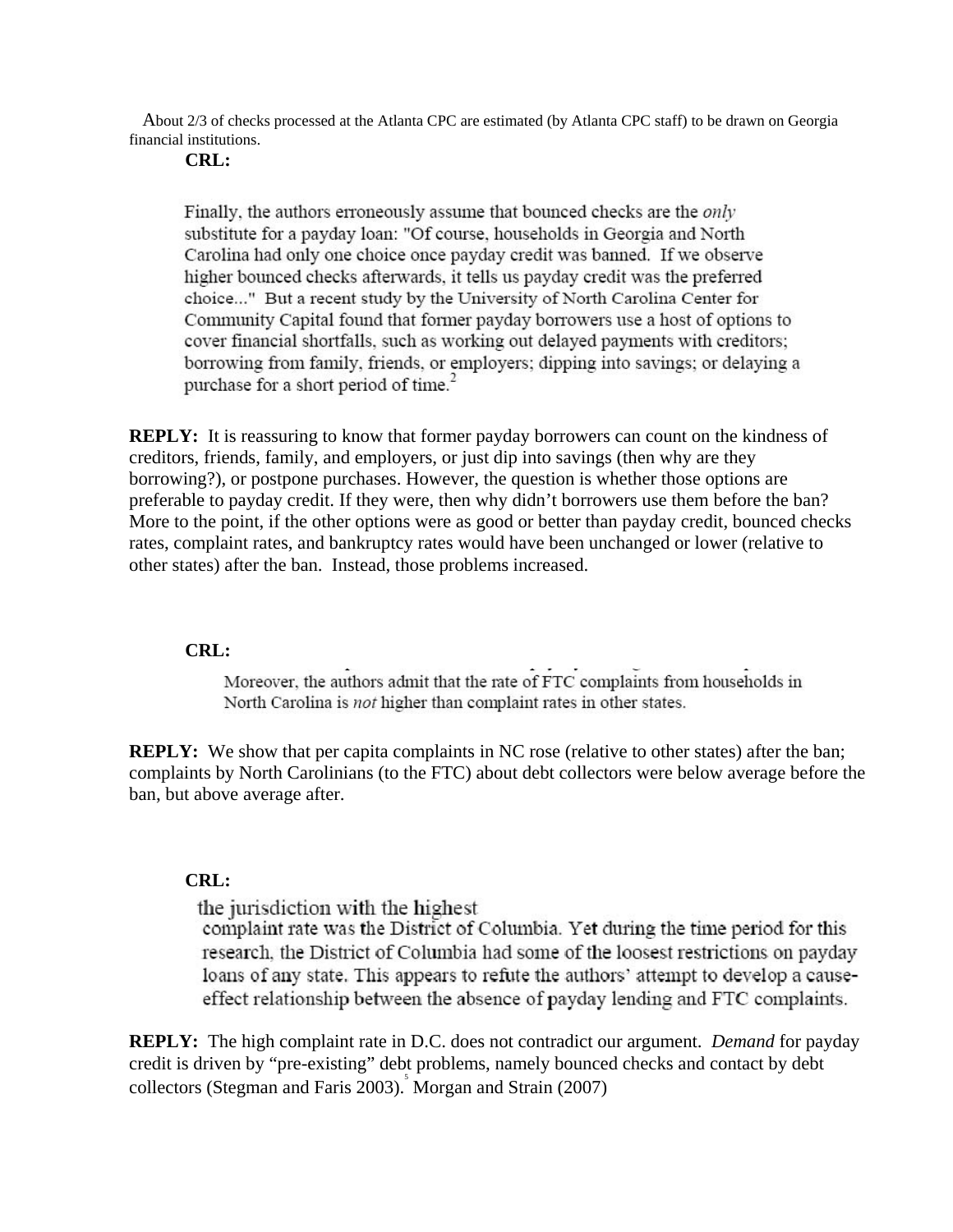About 2/3 of checks processed at the Atlanta CPC are estimated (by Atlanta CPC staff) to be drawn on Georgia financial institutions.

**CRL:**

> Finally, the authors erroneously assume that bounced checks are the *only* substitute for a payday loan: "Of course, households in Georgia and North Carolina had only one choice once payday credit was banned. If we observe higher bounced checks afterwards, it tells us payday credit was the preferred choice..." But a recent study by the University of North Carolina Center for Community Capital found that former payday borrowers use a host of options to cover financial shortfalls, such as working out delayed payments with creditors; borrowing from family, friends, or employers; dipping into savings; or delaying a purchase for a short period of time.[2]

**REPLY:** It is reassuring to know that former payday borrowers can count on the kindness of creditors, friends, family, and employers, or just dip into savings (then why are they borrowing?), or postpone purchases. However, the question is whether those options are preferable to payday credit. If they were, then why didn't borrowers use them before the ban? More to the point, if the other options were as good or better than payday credit, bounced checks rates, complaint rates, and bankruptcy rates would have been unchanged or lower (relative to other states) after the ban. Instead, those problems increased.

**CRL:**

> Moreover, the authors admit that the rate of FTC complaints from households in North Carolina is *not* higher than complaint rates in other states.

**REPLY:** We show that per capita complaints in NC rose (relative to other states) after the ban; complaints by North Carolinians (to the FTC) about debt collectors were below average before the ban, but above average after.

**CRL:**

> the jurisdiction with the highest complaint rate was the District of Columbia. Yet during the time period for this research, the District of Columbia had some of the loosest restrictions on payday loans of any state. This appears to refute the authors' attempt to develop a cause-effect relationship between the absence of payday lending and FTC complaints.

**REPLY:** The high complaint rate in D.C. does not contradict our argument. *Demand* for payday credit is driven by "pre-existing" debt problems, namely bounced checks and contact by debt collectors (Stegman and Faris 2003).[5] Morgan and Strain (2007)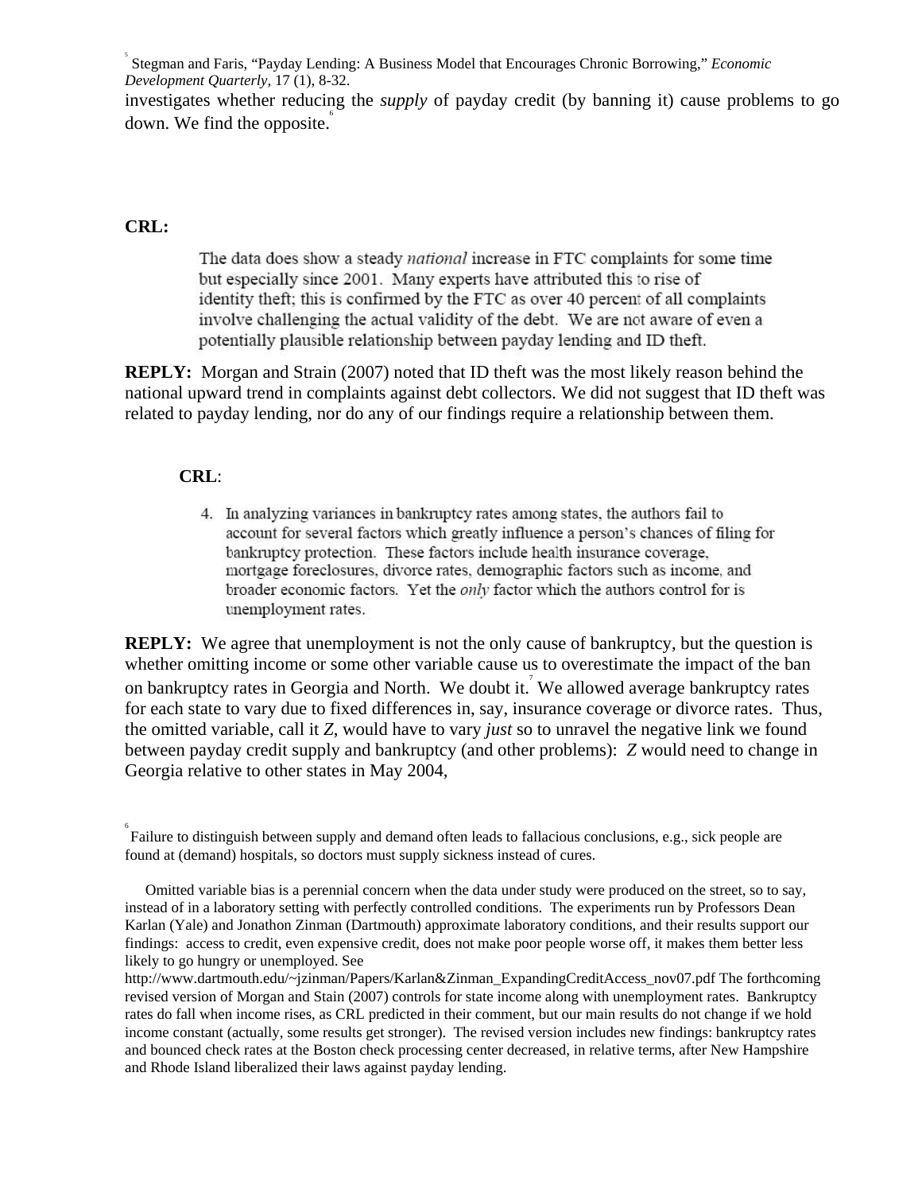[5] Stegman and Faris, "Payday Lending: A Business Model that Encourages Chronic Borrowing," *Economic Development Quarterly*, 17 (1), 8-32.

investigates whether reducing the *supply* of payday credit (by banning it) cause problems to go down. We find the opposite.[6]

**CRL:**

> The data does show a steady *national* increase in FTC complaints for some time but especially since 2001. Many experts have attributed this to rise of identity theft; this is confirmed by the FTC as over 40 percent of all complaints involve challenging the actual validity of the debt. We are not aware of even a potentially plausible relationship between payday lending and ID theft.

**REPLY:** Morgan and Strain (2007) noted that ID theft was the most likely reason behind the national upward trend in complaints against debt collectors. We did not suggest that ID theft was related to payday lending, nor do any of our findings require a relationship between them.

**CRL**:

> 4. In analyzing variances in bankruptcy rates among states, the authors fail to account for several factors which greatly influence a person's chances of filing for bankruptcy protection. These factors include health insurance coverage, mortgage foreclosures, divorce rates, demographic factors such as income, and broader economic factors. Yet the *only* factor which the authors control for is unemployment rates.

**REPLY:** We agree that unemployment is not the only cause of bankruptcy, but the question is whether omitting income or some other variable cause us to overestimate the impact of the ban on bankruptcy rates in Georgia and North. We doubt it.[7] We allowed average bankruptcy rates for each state to vary due to fixed differences in, say, insurance coverage or divorce rates. Thus, the omitted variable, call it *Z*, would have to vary *just* so to unravel the negative link we found between payday credit supply and bankruptcy (and other problems): *Z* would need to change in Georgia relative to other states in May 2004,

[6] Failure to distinguish between supply and demand often leads to fallacious conclusions, e.g., sick people are found at (demand) hospitals, so doctors must supply sickness instead of cures.

[7] Omitted variable bias is a perennial concern when the data under study were produced on the street, so to say, instead of in a laboratory setting with perfectly controlled conditions. The experiments run by Professors Dean Karlan (Yale) and Jonathon Zinman (Dartmouth) approximate laboratory conditions, and their results support our findings: access to credit, even expensive credit, does not make poor people worse off, it makes them better less likely to go hungry or unemployed. See http://www.dartmouth.edu/~jzinman/Papers/Karlan&Zinman_ExpandingCreditAccess_nov07.pdf The forthcoming revised version of Morgan and Stain (2007) controls for state income along with unemployment rates. Bankruptcy rates do fall when income rises, as CRL predicted in their comment, but our main results do not change if we hold income constant (actually, some results get stronger). The revised version includes new findings: bankruptcy rates and bounced check rates at the Boston check processing center decreased, in relative terms, after New Hampshire and Rhode Island liberalized their laws against payday lending.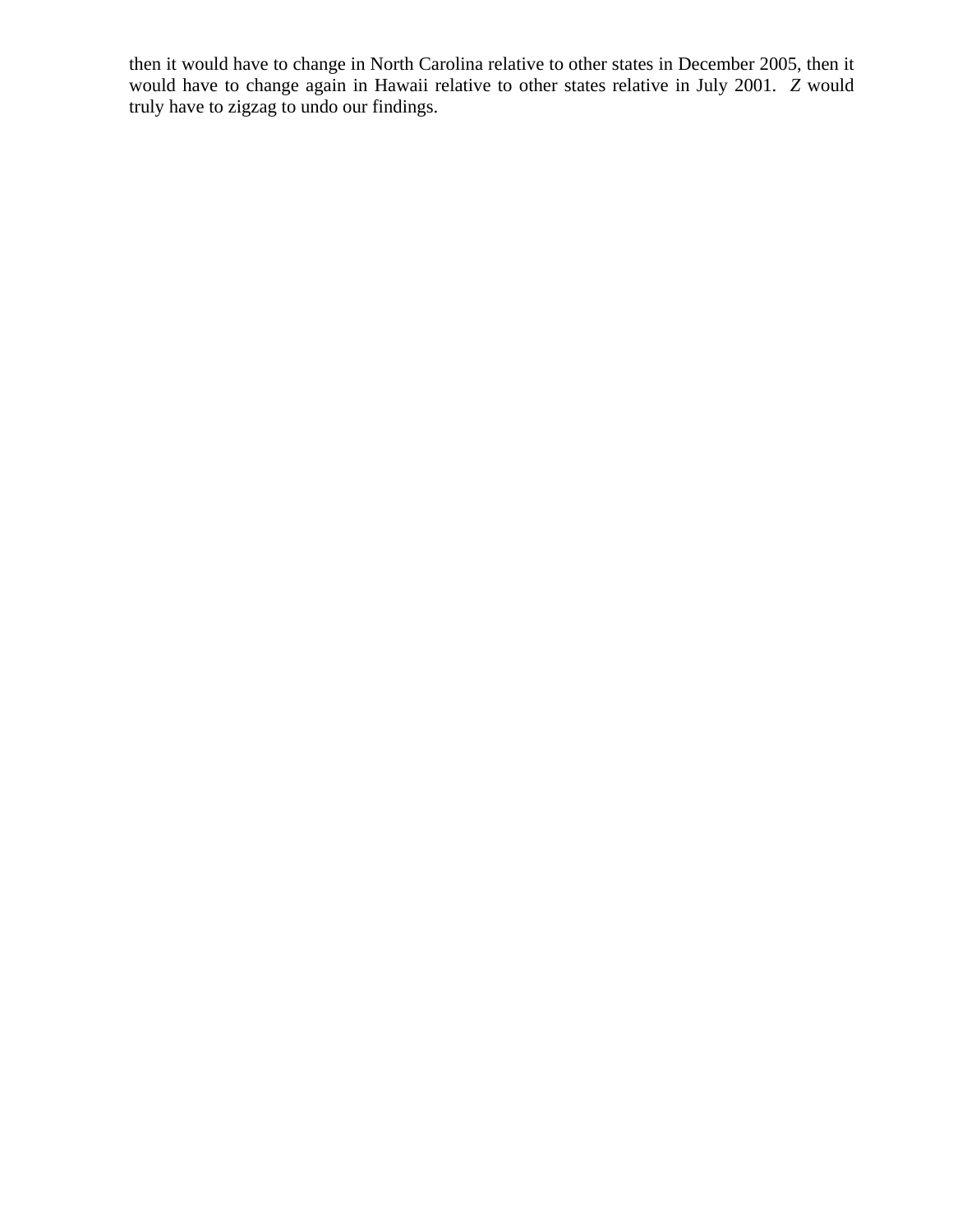then it would have to change in North Carolina relative to other states in December 2005, then it would have to change again in Hawaii relative to other states relative in July 2001. *Z* would truly have to zigzag to undo our findings.